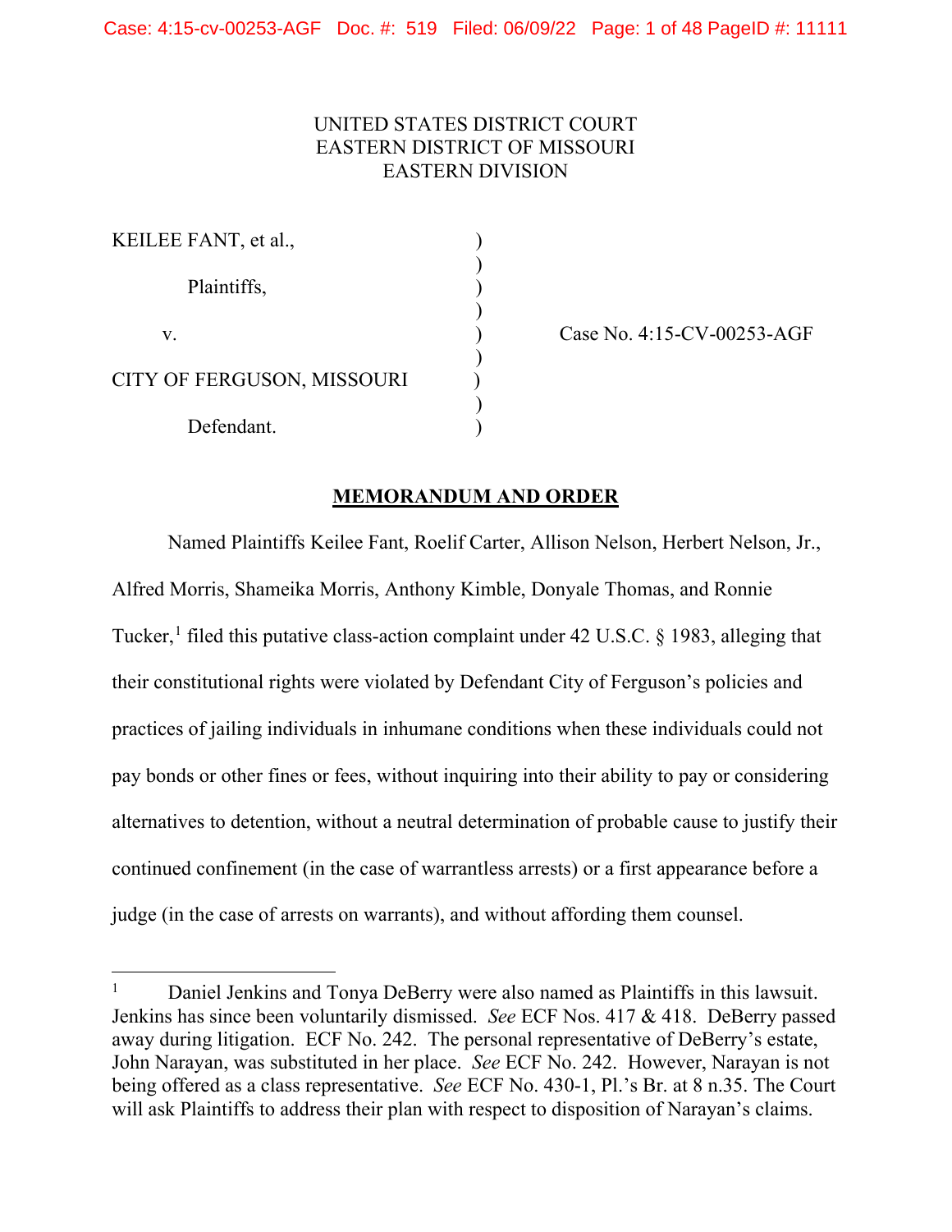UNITED STATES DISTRICT COURT
EASTERN DISTRICT OF MISSOURI
EASTERN DIVISION

| | | |
|---|---|---|
| KEILEE FANT, et al., | ) | |
| Plaintiffs, | ) | |
| v. | ) | Case No. 4:15-CV-00253-AGF |
| CITY OF FERGUSON, MISSOURI | ) | |
| Defendant. | ) | |

## MEMORANDUM AND ORDER

Named Plaintiffs Keilee Fant, Roelif Carter, Allison Nelson, Herbert Nelson, Jr., Alfred Morris, Shameika Morris, Anthony Kimble, Donyale Thomas, and Ronnie Tucker,[1] filed this putative class-action complaint under 42 U.S.C. § 1983, alleging that their constitutional rights were violated by Defendant City of Ferguson's policies and practices of jailing individuals in inhumane conditions when these individuals could not pay bonds or other fines or fees, without inquiring into their ability to pay or considering alternatives to detention, without a neutral determination of probable cause to justify their continued confinement (in the case of warrantless arrests) or a first appearance before a judge (in the case of arrests on warrants), and without affording them counsel.

---

[1] Daniel Jenkins and Tonya DeBerry were also named as Plaintiffs in this lawsuit. Jenkins has since been voluntarily dismissed. *See* ECF Nos. 417 & 418. DeBerry passed away during litigation. ECF No. 242. The personal representative of DeBerry's estate, John Narayan, was substituted in her place. *See* ECF No. 242. However, Narayan is not being offered as a class representative. *See* ECF No. 430-1, Pl.'s Br. at 8 n.35. The Court will ask Plaintiffs to address their plan with respect to disposition of Narayan's claims.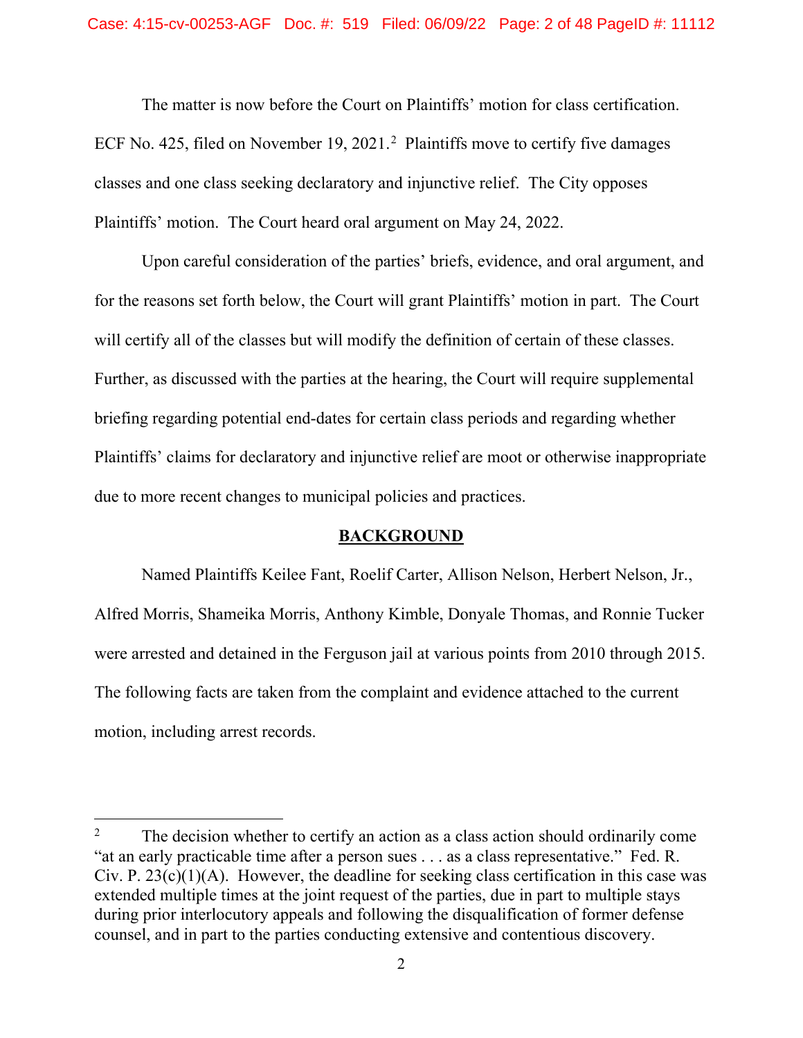The matter is now before the Court on Plaintiffs' motion for class certification. ECF No. 425, filed on November 19, 2021.[2] Plaintiffs move to certify five damages classes and one class seeking declaratory and injunctive relief. The City opposes Plaintiffs' motion. The Court heard oral argument on May 24, 2022.

Upon careful consideration of the parties' briefs, evidence, and oral argument, and for the reasons set forth below, the Court will grant Plaintiffs' motion in part. The Court will certify all of the classes but will modify the definition of certain of these classes. Further, as discussed with the parties at the hearing, the Court will require supplemental briefing regarding potential end-dates for certain class periods and regarding whether Plaintiffs' claims for declaratory and injunctive relief are moot or otherwise inappropriate due to more recent changes to municipal policies and practices.

## BACKGROUND

Named Plaintiffs Keilee Fant, Roelif Carter, Allison Nelson, Herbert Nelson, Jr., Alfred Morris, Shameika Morris, Anthony Kimble, Donyale Thomas, and Ronnie Tucker were arrested and detained in the Ferguson jail at various points from 2010 through 2015. The following facts are taken from the complaint and evidence attached to the current motion, including arrest records.

---

[2] The decision whether to certify an action as a class action should ordinarily come "at an early practicable time after a person sues . . . as a class representative." Fed. R. Civ. P. 23(c)(1)(A). However, the deadline for seeking class certification in this case was extended multiple times at the joint request of the parties, due in part to multiple stays during prior interlocutory appeals and following the disqualification of former defense counsel, and in part to the parties conducting extensive and contentious discovery.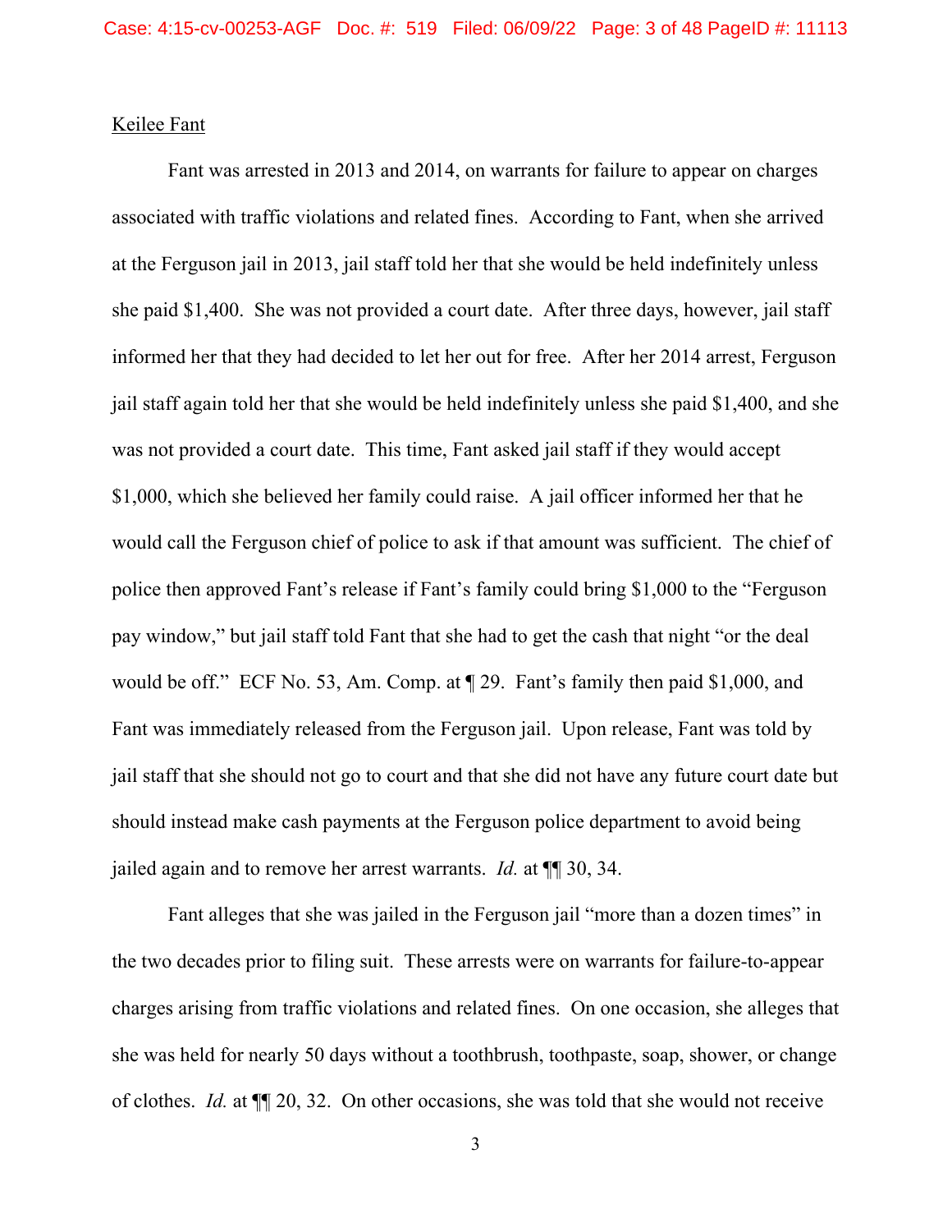Keilee Fant

Fant was arrested in 2013 and 2014, on warrants for failure to appear on charges associated with traffic violations and related fines. According to Fant, when she arrived at the Ferguson jail in 2013, jail staff told her that she would be held indefinitely unless she paid $1,400. She was not provided a court date. After three days, however, jail staff informed her that they had decided to let her out for free. After her 2014 arrest, Ferguson jail staff again told her that she would be held indefinitely unless she paid $1,400, and she was not provided a court date. This time, Fant asked jail staff if they would accept $1,000, which she believed her family could raise. A jail officer informed her that he would call the Ferguson chief of police to ask if that amount was sufficient. The chief of police then approved Fant's release if Fant's family could bring $1,000 to the "Ferguson pay window," but jail staff told Fant that she had to get the cash that night "or the deal would be off." ECF No. 53, Am. Comp. at ¶ 29. Fant's family then paid $1,000, and Fant was immediately released from the Ferguson jail. Upon release, Fant was told by jail staff that she should not go to court and that she did not have any future court date but should instead make cash payments at the Ferguson police department to avoid being jailed again and to remove her arrest warrants. *Id.* at ¶¶ 30, 34.

Fant alleges that she was jailed in the Ferguson jail "more than a dozen times" in the two decades prior to filing suit. These arrests were on warrants for failure-to-appear charges arising from traffic violations and related fines. On one occasion, she alleges that she was held for nearly 50 days without a toothbrush, toothpaste, soap, shower, or change of clothes. *Id.* at ¶¶ 20, 32. On other occasions, she was told that she would not receive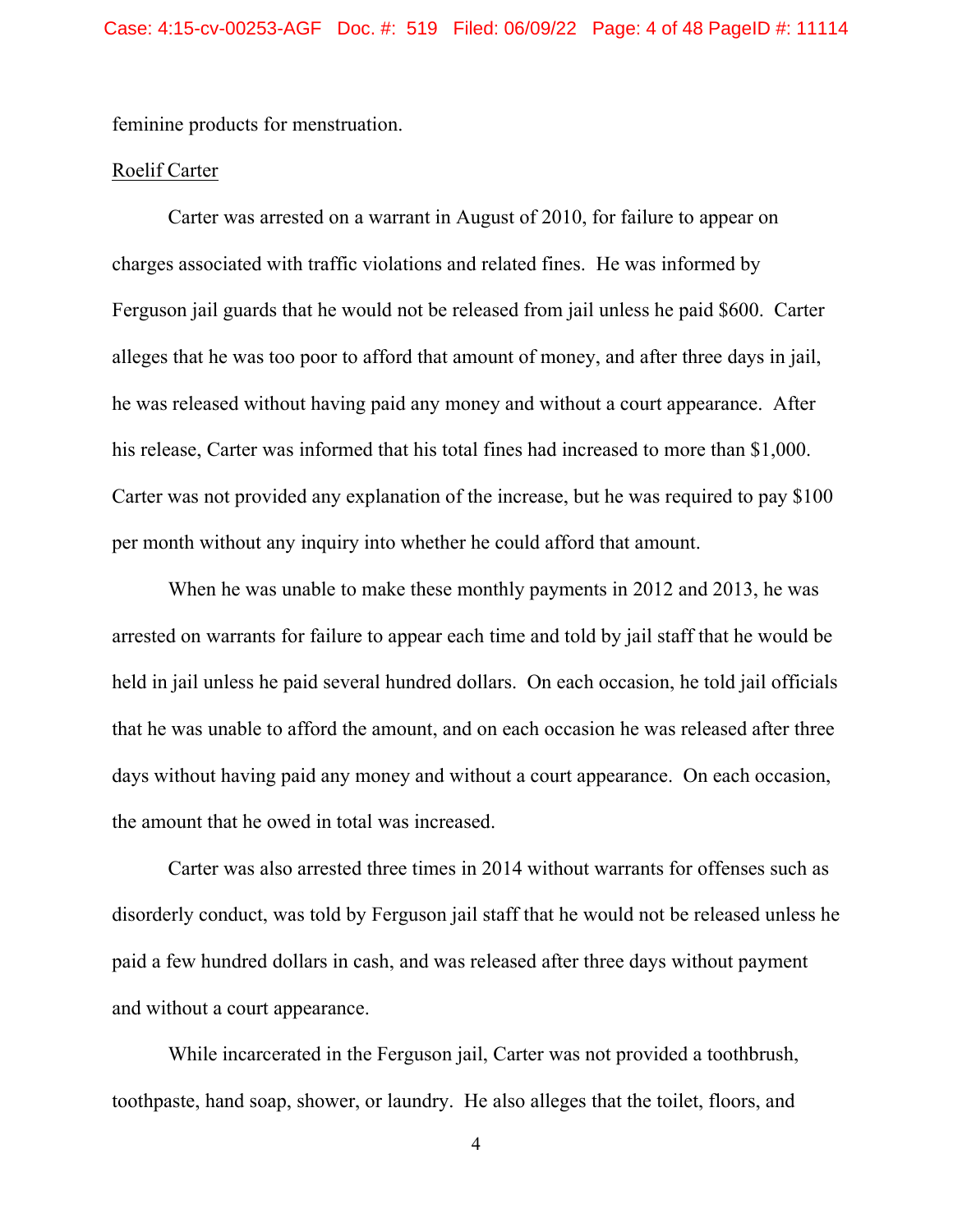feminine products for menstruation.

Roelif Carter

Carter was arrested on a warrant in August of 2010, for failure to appear on charges associated with traffic violations and related fines. He was informed by Ferguson jail guards that he would not be released from jail unless he paid $600. Carter alleges that he was too poor to afford that amount of money, and after three days in jail, he was released without having paid any money and without a court appearance. After his release, Carter was informed that his total fines had increased to more than $1,000. Carter was not provided any explanation of the increase, but he was required to pay $100 per month without any inquiry into whether he could afford that amount.

When he was unable to make these monthly payments in 2012 and 2013, he was arrested on warrants for failure to appear each time and told by jail staff that he would be held in jail unless he paid several hundred dollars. On each occasion, he told jail officials that he was unable to afford the amount, and on each occasion he was released after three days without having paid any money and without a court appearance. On each occasion, the amount that he owed in total was increased.

Carter was also arrested three times in 2014 without warrants for offenses such as disorderly conduct, was told by Ferguson jail staff that he would not be released unless he paid a few hundred dollars in cash, and was released after three days without payment and without a court appearance.

While incarcerated in the Ferguson jail, Carter was not provided a toothbrush, toothpaste, hand soap, shower, or laundry. He also alleges that the toilet, floors, and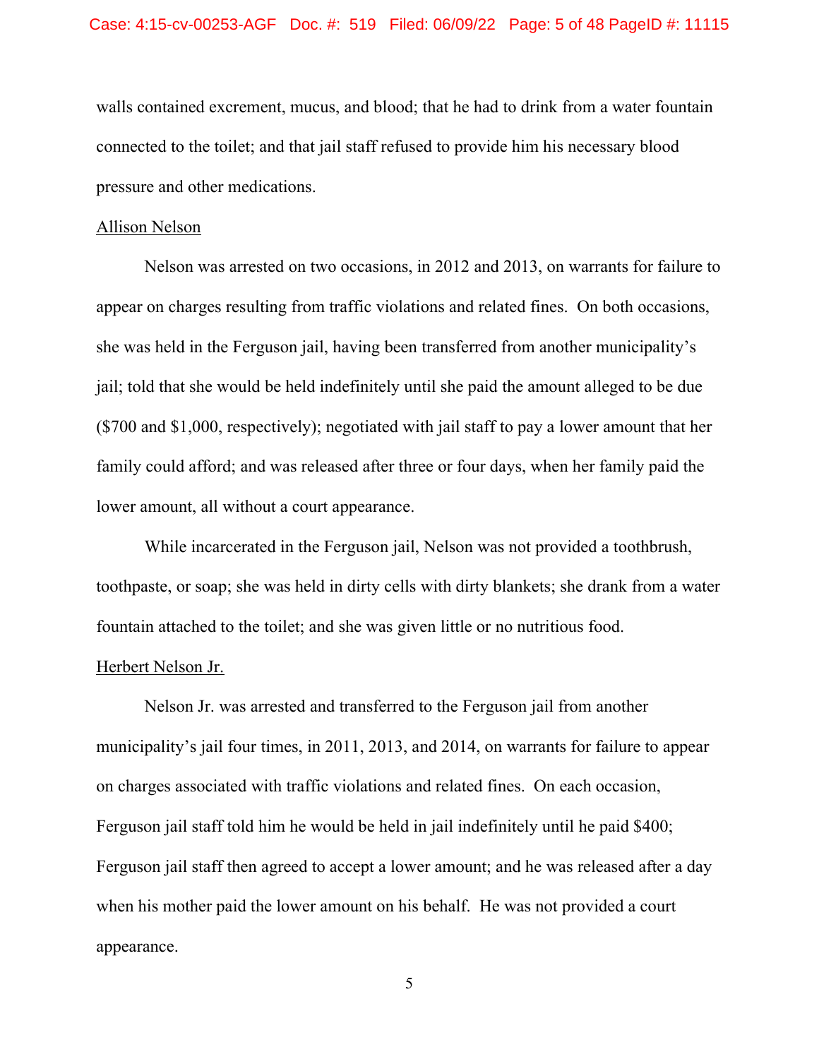walls contained excrement, mucus, and blood; that he had to drink from a water fountain connected to the toilet; and that jail staff refused to provide him his necessary blood pressure and other medications.

<u>Allison Nelson</u>

Nelson was arrested on two occasions, in 2012 and 2013, on warrants for failure to appear on charges resulting from traffic violations and related fines. On both occasions, she was held in the Ferguson jail, having been transferred from another municipality's jail; told that she would be held indefinitely until she paid the amount alleged to be due ($700 and $1,000, respectively); negotiated with jail staff to pay a lower amount that her family could afford; and was released after three or four days, when her family paid the lower amount, all without a court appearance.

While incarcerated in the Ferguson jail, Nelson was not provided a toothbrush, toothpaste, or soap; she was held in dirty cells with dirty blankets; she drank from a water fountain attached to the toilet; and she was given little or no nutritious food.

<u>Herbert Nelson Jr.</u>

Nelson Jr. was arrested and transferred to the Ferguson jail from another municipality's jail four times, in 2011, 2013, and 2014, on warrants for failure to appear on charges associated with traffic violations and related fines. On each occasion, Ferguson jail staff told him he would be held in jail indefinitely until he paid $400; Ferguson jail staff then agreed to accept a lower amount; and he was released after a day when his mother paid the lower amount on his behalf. He was not provided a court appearance.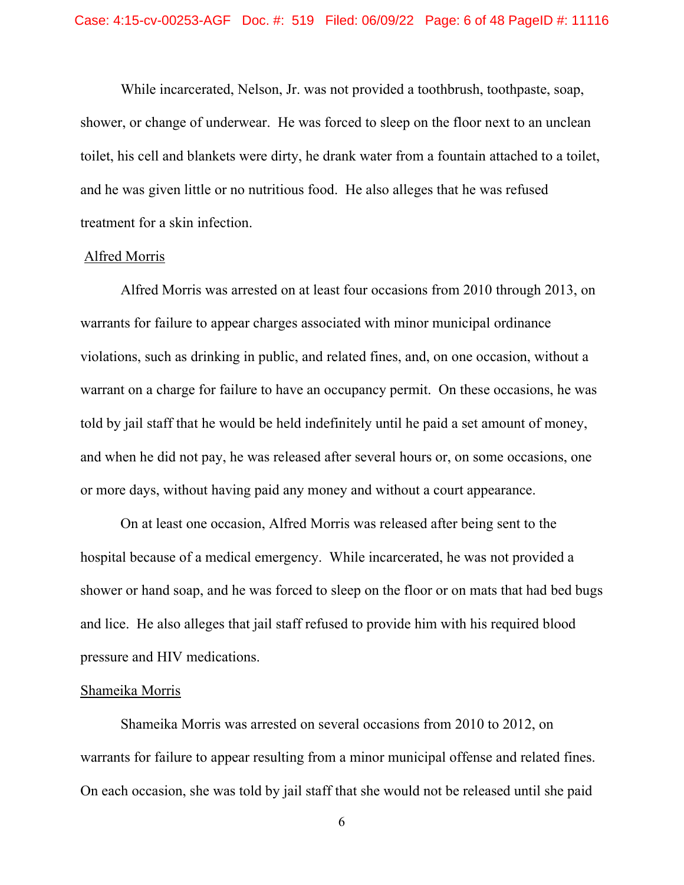While incarcerated, Nelson, Jr. was not provided a toothbrush, toothpaste, soap, shower, or change of underwear. He was forced to sleep on the floor next to an unclean toilet, his cell and blankets were dirty, he drank water from a fountain attached to a toilet, and he was given little or no nutritious food. He also alleges that he was refused treatment for a skin infection.

<u>Alfred Morris</u>

Alfred Morris was arrested on at least four occasions from 2010 through 2013, on warrants for failure to appear charges associated with minor municipal ordinance violations, such as drinking in public, and related fines, and, on one occasion, without a warrant on a charge for failure to have an occupancy permit. On these occasions, he was told by jail staff that he would be held indefinitely until he paid a set amount of money, and when he did not pay, he was released after several hours or, on some occasions, one or more days, without having paid any money and without a court appearance.

On at least one occasion, Alfred Morris was released after being sent to the hospital because of a medical emergency. While incarcerated, he was not provided a shower or hand soap, and he was forced to sleep on the floor or on mats that had bed bugs and lice. He also alleges that jail staff refused to provide him with his required blood pressure and HIV medications.

<u>Shameika Morris</u>

Shameika Morris was arrested on several occasions from 2010 to 2012, on warrants for failure to appear resulting from a minor municipal offense and related fines. On each occasion, she was told by jail staff that she would not be released until she paid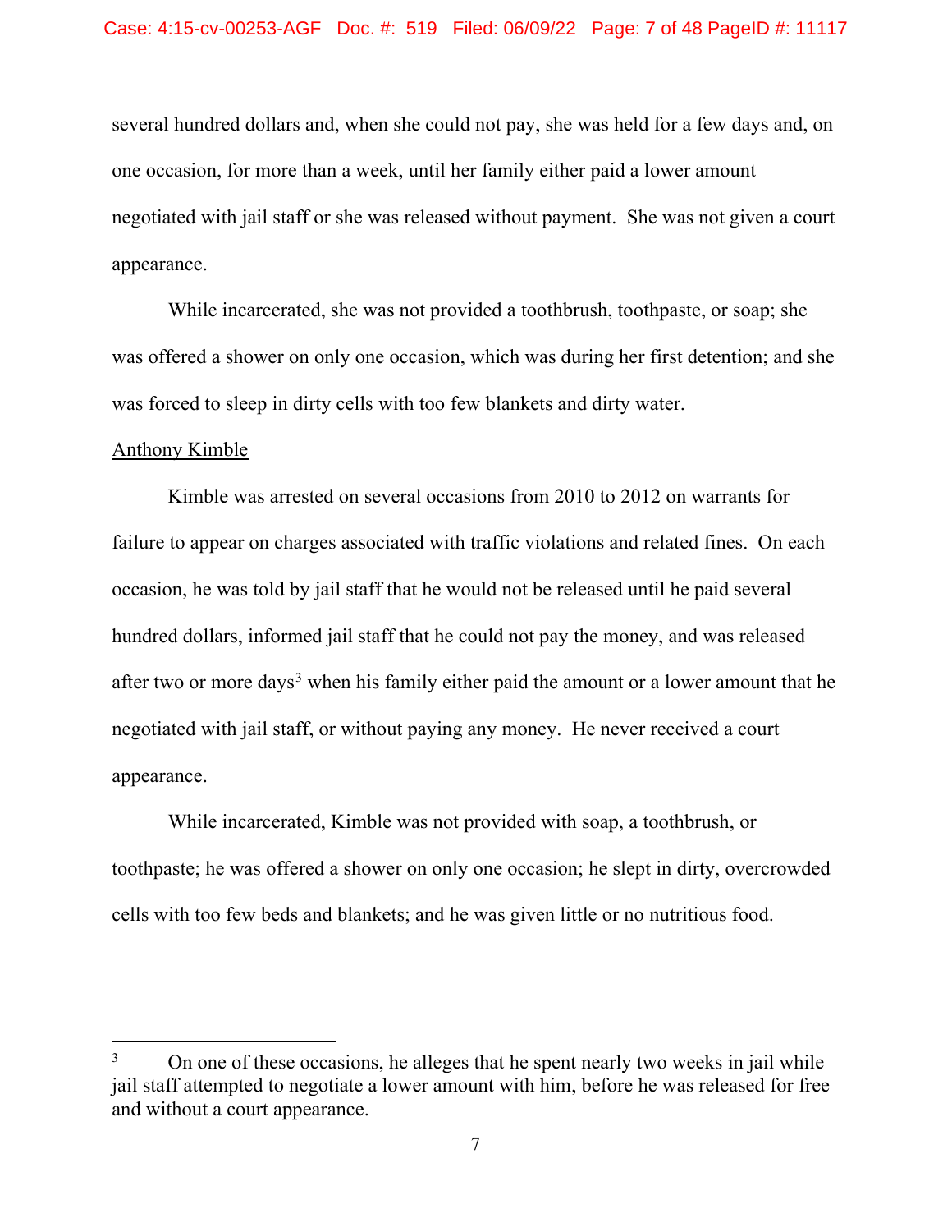several hundred dollars and, when she could not pay, she was held for a few days and, on one occasion, for more than a week, until her family either paid a lower amount negotiated with jail staff or she was released without payment. She was not given a court appearance.

While incarcerated, she was not provided a toothbrush, toothpaste, or soap; she was offered a shower on only one occasion, which was during her first detention; and she was forced to sleep in dirty cells with too few blankets and dirty water.

<u>Anthony Kimble</u>

Kimble was arrested on several occasions from 2010 to 2012 on warrants for failure to appear on charges associated with traffic violations and related fines. On each occasion, he was told by jail staff that he would not be released until he paid several hundred dollars, informed jail staff that he could not pay the money, and was released after two or more days[3] when his family either paid the amount or a lower amount that he negotiated with jail staff, or without paying any money. He never received a court appearance.

While incarcerated, Kimble was not provided with soap, a toothbrush, or toothpaste; he was offered a shower on only one occasion; he slept in dirty, overcrowded cells with too few beds and blankets; and he was given little or no nutritious food.

---

[3] On one of these occasions, he alleges that he spent nearly two weeks in jail while jail staff attempted to negotiate a lower amount with him, before he was released for free and without a court appearance.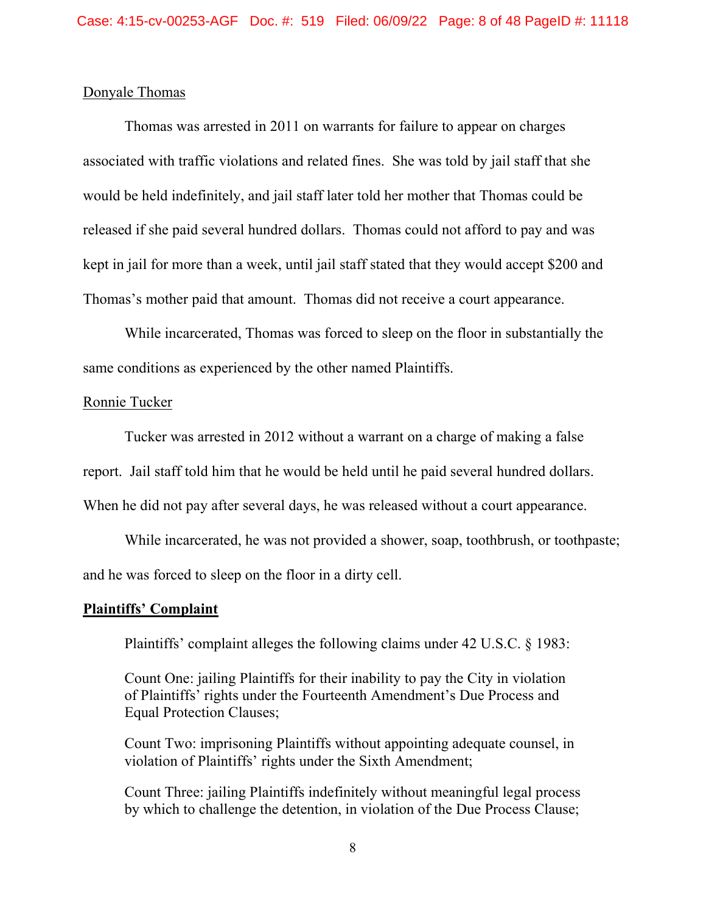<u>Donyale Thomas</u>

Thomas was arrested in 2011 on warrants for failure to appear on charges associated with traffic violations and related fines. She was told by jail staff that she would be held indefinitely, and jail staff later told her mother that Thomas could be released if she paid several hundred dollars. Thomas could not afford to pay and was kept in jail for more than a week, until jail staff stated that they would accept $200 and Thomas's mother paid that amount. Thomas did not receive a court appearance.

While incarcerated, Thomas was forced to sleep on the floor in substantially the same conditions as experienced by the other named Plaintiffs.

<u>Ronnie Tucker</u>

Tucker was arrested in 2012 without a warrant on a charge of making a false report. Jail staff told him that he would be held until he paid several hundred dollars. When he did not pay after several days, he was released without a court appearance.

While incarcerated, he was not provided a shower, soap, toothbrush, or toothpaste; and he was forced to sleep on the floor in a dirty cell.

**<u>Plaintiffs' Complaint</u>**

Plaintiffs' complaint alleges the following claims under 42 U.S.C. § 1983:

> Count One: jailing Plaintiffs for their inability to pay the City in violation of Plaintiffs' rights under the Fourteenth Amendment's Due Process and Equal Protection Clauses;
>
> Count Two: imprisoning Plaintiffs without appointing adequate counsel, in violation of Plaintiffs' rights under the Sixth Amendment;
>
> Count Three: jailing Plaintiffs indefinitely without meaningful legal process by which to challenge the detention, in violation of the Due Process Clause;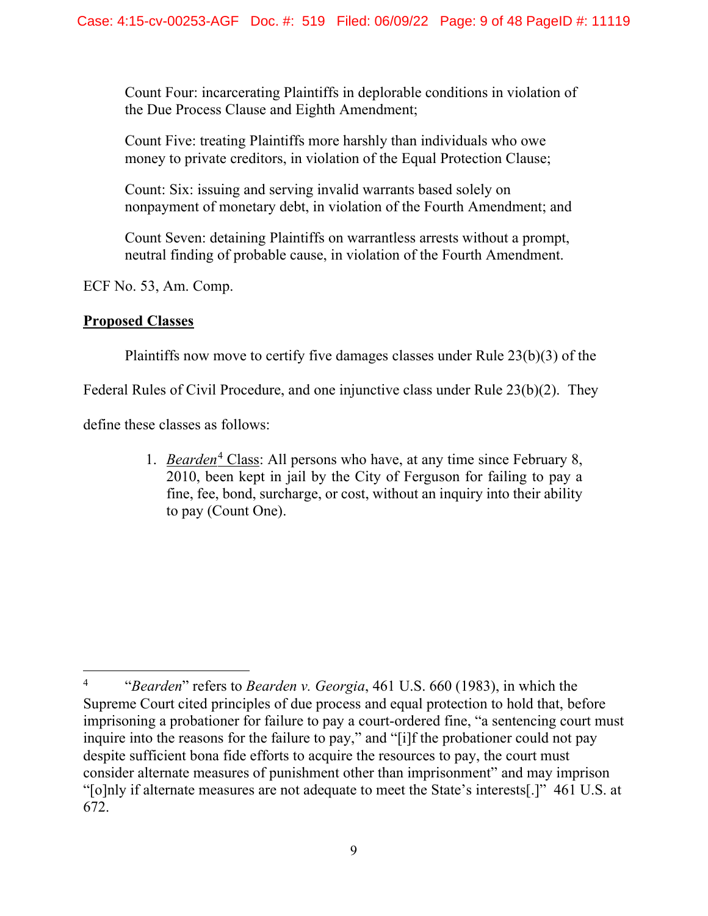Count Four: incarcerating Plaintiffs in deplorable conditions in violation of the Due Process Clause and Eighth Amendment;

Count Five: treating Plaintiffs more harshly than individuals who owe money to private creditors, in violation of the Equal Protection Clause;

Count: Six: issuing and serving invalid warrants based solely on nonpayment of monetary debt, in violation of the Fourth Amendment; and

Count Seven: detaining Plaintiffs on warrantless arrests without a prompt, neutral finding of probable cause, in violation of the Fourth Amendment.

ECF No. 53, Am. Comp.

**Proposed Classes**

Plaintiffs now move to certify five damages classes under Rule 23(b)(3) of the Federal Rules of Civil Procedure, and one injunctive class under Rule 23(b)(2). They define these classes as follows:

1. *Bearden*[4] Class: All persons who have, at any time since February 8, 2010, been kept in jail by the City of Ferguson for failing to pay a fine, fee, bond, surcharge, or cost, without an inquiry into their ability to pay (Count One).

---

[4] "*Bearden*" refers to *Bearden v. Georgia*, 461 U.S. 660 (1983), in which the Supreme Court cited principles of due process and equal protection to hold that, before imprisoning a probationer for failure to pay a court-ordered fine, "a sentencing court must inquire into the reasons for the failure to pay," and "[i]f the probationer could not pay despite sufficient bona fide efforts to acquire the resources to pay, the court must consider alternate measures of punishment other than imprisonment" and may imprison "[o]nly if alternate measures are not adequate to meet the State's interests[.]" 461 U.S. at 672.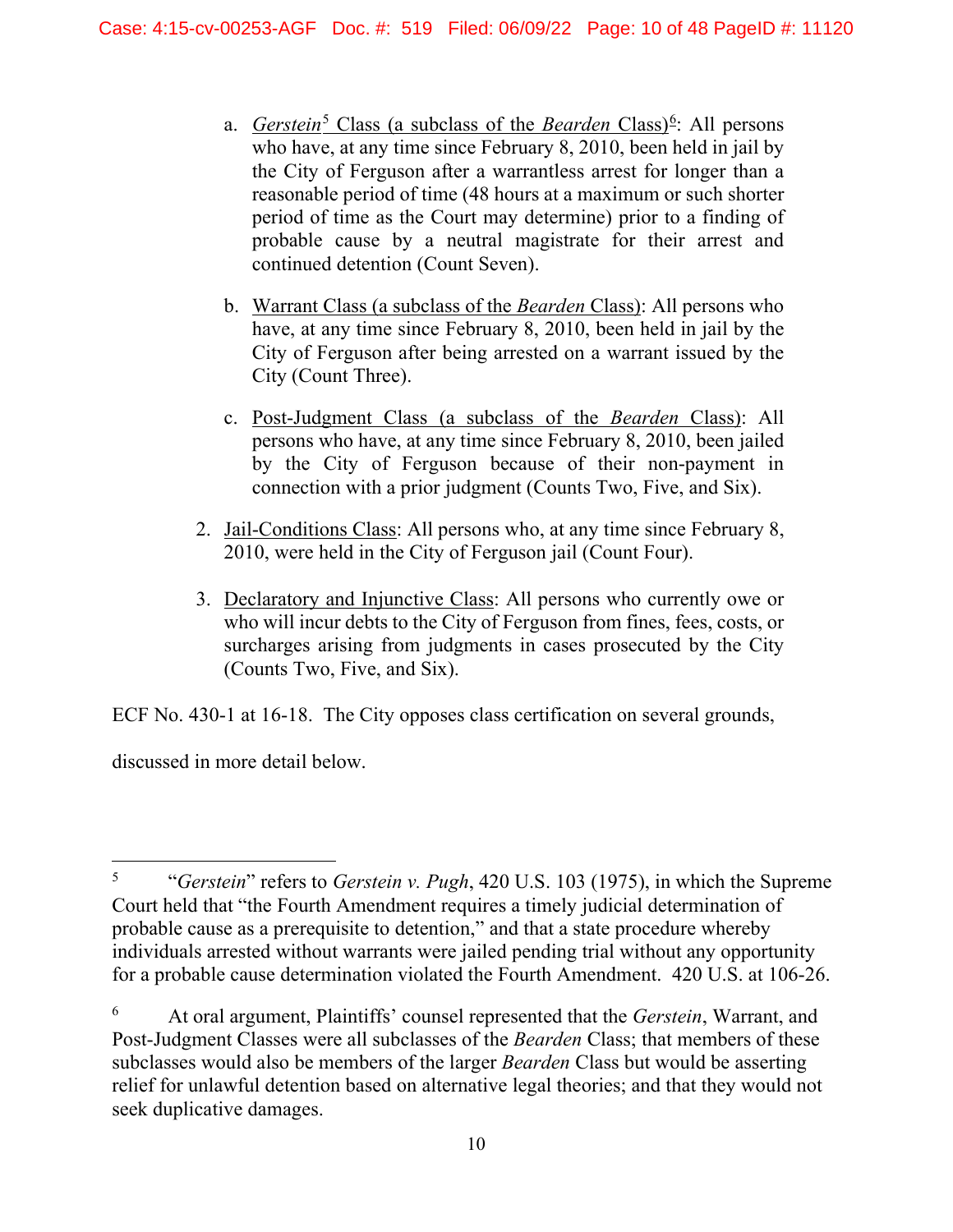a. <u>*Gerstein*[5] Class (a subclass of the *Bearden* Class)</u>[6]: All persons who have, at any time since February 8, 2010, been held in jail by the City of Ferguson after a warrantless arrest for longer than a reasonable period of time (48 hours at a maximum or such shorter period of time as the Court may determine) prior to a finding of probable cause by a neutral magistrate for their arrest and continued detention (Count Seven).

b. <u>Warrant Class (a subclass of the *Bearden* Class)</u>: All persons who have, at any time since February 8, 2010, been held in jail by the City of Ferguson after being arrested on a warrant issued by the City (Count Three).

c. <u>Post-Judgment Class (a subclass of the *Bearden* Class)</u>: All persons who have, at any time since February 8, 2010, been jailed by the City of Ferguson because of their non-payment in connection with a prior judgment (Counts Two, Five, and Six).

2. <u>Jail-Conditions Class</u>: All persons who, at any time since February 8, 2010, were held in the City of Ferguson jail (Count Four).

3. <u>Declaratory and Injunctive Class</u>: All persons who currently owe or who will incur debts to the City of Ferguson from fines, fees, costs, or surcharges arising from judgments in cases prosecuted by the City (Counts Two, Five, and Six).

ECF No. 430-1 at 16-18. The City opposes class certification on several grounds, discussed in more detail below.

---

[5] "*Gerstein*" refers to *Gerstein v. Pugh*, 420 U.S. 103 (1975), in which the Supreme Court held that "the Fourth Amendment requires a timely judicial determination of probable cause as a prerequisite to detention," and that a state procedure whereby individuals arrested without warrants were jailed pending trial without any opportunity for a probable cause determination violated the Fourth Amendment. 420 U.S. at 106-26.

[6] At oral argument, Plaintiffs' counsel represented that the *Gerstein*, Warrant, and Post-Judgment Classes were all subclasses of the *Bearden* Class; that members of these subclasses would also be members of the larger *Bearden* Class but would be asserting relief for unlawful detention based on alternative legal theories; and that they would not seek duplicative damages.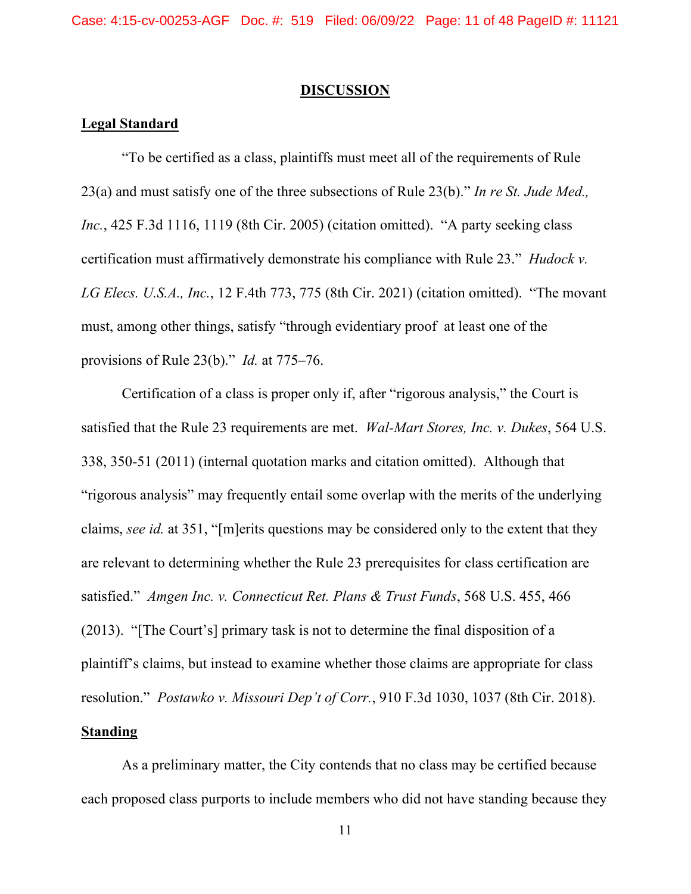## DISCUSSION

### Legal Standard

"To be certified as a class, plaintiffs must meet all of the requirements of Rule 23(a) and must satisfy one of the three subsections of Rule 23(b)." *In re St. Jude Med., Inc.*, 425 F.3d 1116, 1119 (8th Cir. 2005) (citation omitted). "A party seeking class certification must affirmatively demonstrate his compliance with Rule 23." *Hudock v. LG Elecs. U.S.A., Inc.*, 12 F.4th 773, 775 (8th Cir. 2021) (citation omitted). "The movant must, among other things, satisfy "through evidentiary proof at least one of the provisions of Rule 23(b)." *Id.* at 775–76.

Certification of a class is proper only if, after "rigorous analysis," the Court is satisfied that the Rule 23 requirements are met. *Wal-Mart Stores, Inc. v. Dukes*, 564 U.S. 338, 350-51 (2011) (internal quotation marks and citation omitted). Although that "rigorous analysis" may frequently entail some overlap with the merits of the underlying claims, *see id.* at 351, "[m]erits questions may be considered only to the extent that they are relevant to determining whether the Rule 23 prerequisites for class certification are satisfied." *Amgen Inc. v. Connecticut Ret. Plans & Trust Funds*, 568 U.S. 455, 466 (2013). "[The Court's] primary task is not to determine the final disposition of a plaintiff's claims, but instead to examine whether those claims are appropriate for class resolution." *Postawko v. Missouri Dep't of Corr.*, 910 F.3d 1030, 1037 (8th Cir. 2018).

### Standing

As a preliminary matter, the City contends that no class may be certified because each proposed class purports to include members who did not have standing because they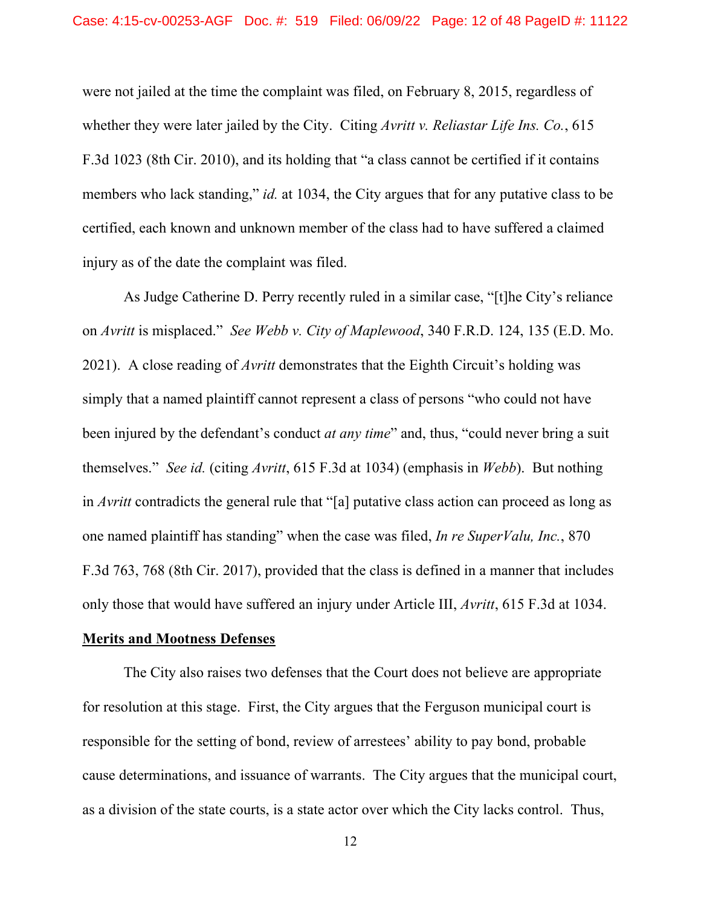were not jailed at the time the complaint was filed, on February 8, 2015, regardless of whether they were later jailed by the City. Citing *Avritt v. Reliastar Life Ins. Co.*, 615 F.3d 1023 (8th Cir. 2010), and its holding that "a class cannot be certified if it contains members who lack standing," *id.* at 1034, the City argues that for any putative class to be certified, each known and unknown member of the class had to have suffered a claimed injury as of the date the complaint was filed.

As Judge Catherine D. Perry recently ruled in a similar case, "[t]he City's reliance on *Avritt* is misplaced." *See Webb v. City of Maplewood*, 340 F.R.D. 124, 135 (E.D. Mo. 2021). A close reading of *Avritt* demonstrates that the Eighth Circuit's holding was simply that a named plaintiff cannot represent a class of persons "who could not have been injured by the defendant's conduct *at any time*" and, thus, "could never bring a suit themselves." *See id.* (citing *Avritt*, 615 F.3d at 1034) (emphasis in *Webb*). But nothing in *Avritt* contradicts the general rule that "[a] putative class action can proceed as long as one named plaintiff has standing" when the case was filed, *In re SuperValu, Inc.*, 870 F.3d 763, 768 (8th Cir. 2017), provided that the class is defined in a manner that includes only those that would have suffered an injury under Article III, *Avritt*, 615 F.3d at 1034.

**Merits and Mootness Defenses**

The City also raises two defenses that the Court does not believe are appropriate for resolution at this stage. First, the City argues that the Ferguson municipal court is responsible for the setting of bond, review of arrestees' ability to pay bond, probable cause determinations, and issuance of warrants. The City argues that the municipal court, as a division of the state courts, is a state actor over which the City lacks control. Thus,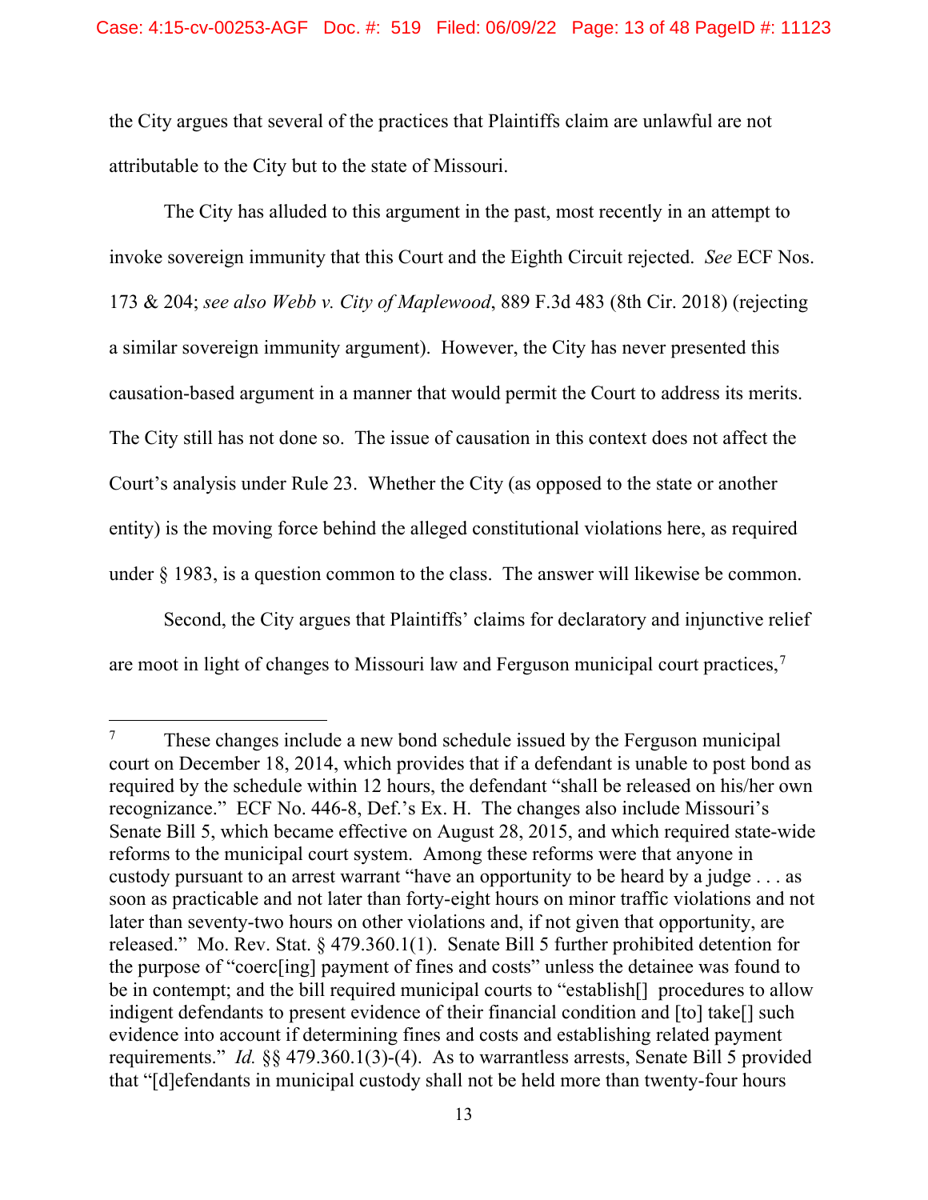the City argues that several of the practices that Plaintiffs claim are unlawful are not attributable to the City but to the state of Missouri.

The City has alluded to this argument in the past, most recently in an attempt to invoke sovereign immunity that this Court and the Eighth Circuit rejected. *See* ECF Nos. 173 & 204; *see also Webb v. City of Maplewood*, 889 F.3d 483 (8th Cir. 2018) (rejecting a similar sovereign immunity argument). However, the City has never presented this causation-based argument in a manner that would permit the Court to address its merits. The City still has not done so. The issue of causation in this context does not affect the Court's analysis under Rule 23. Whether the City (as opposed to the state or another entity) is the moving force behind the alleged constitutional violations here, as required under § 1983, is a question common to the class. The answer will likewise be common.

Second, the City argues that Plaintiffs' claims for declaratory and injunctive relief are moot in light of changes to Missouri law and Ferguson municipal court practices,[7]

---

[7] These changes include a new bond schedule issued by the Ferguson municipal court on December 18, 2014, which provides that if a defendant is unable to post bond as required by the schedule within 12 hours, the defendant "shall be released on his/her own recognizance." ECF No. 446-8, Def.'s Ex. H. The changes also include Missouri's Senate Bill 5, which became effective on August 28, 2015, and which required state-wide reforms to the municipal court system. Among these reforms were that anyone in custody pursuant to an arrest warrant "have an opportunity to be heard by a judge . . . as soon as practicable and not later than forty-eight hours on minor traffic violations and not later than seventy-two hours on other violations and, if not given that opportunity, are released." Mo. Rev. Stat. § 479.360.1(1). Senate Bill 5 further prohibited detention for the purpose of "coerc[ing] payment of fines and costs" unless the detainee was found to be in contempt; and the bill required municipal courts to "establish[] procedures to allow indigent defendants to present evidence of their financial condition and [to] take[] such evidence into account if determining fines and costs and establishing related payment requirements." *Id.* §§ 479.360.1(3)-(4). As to warrantless arrests, Senate Bill 5 provided that "[d]efendants in municipal custody shall not be held more than twenty-four hours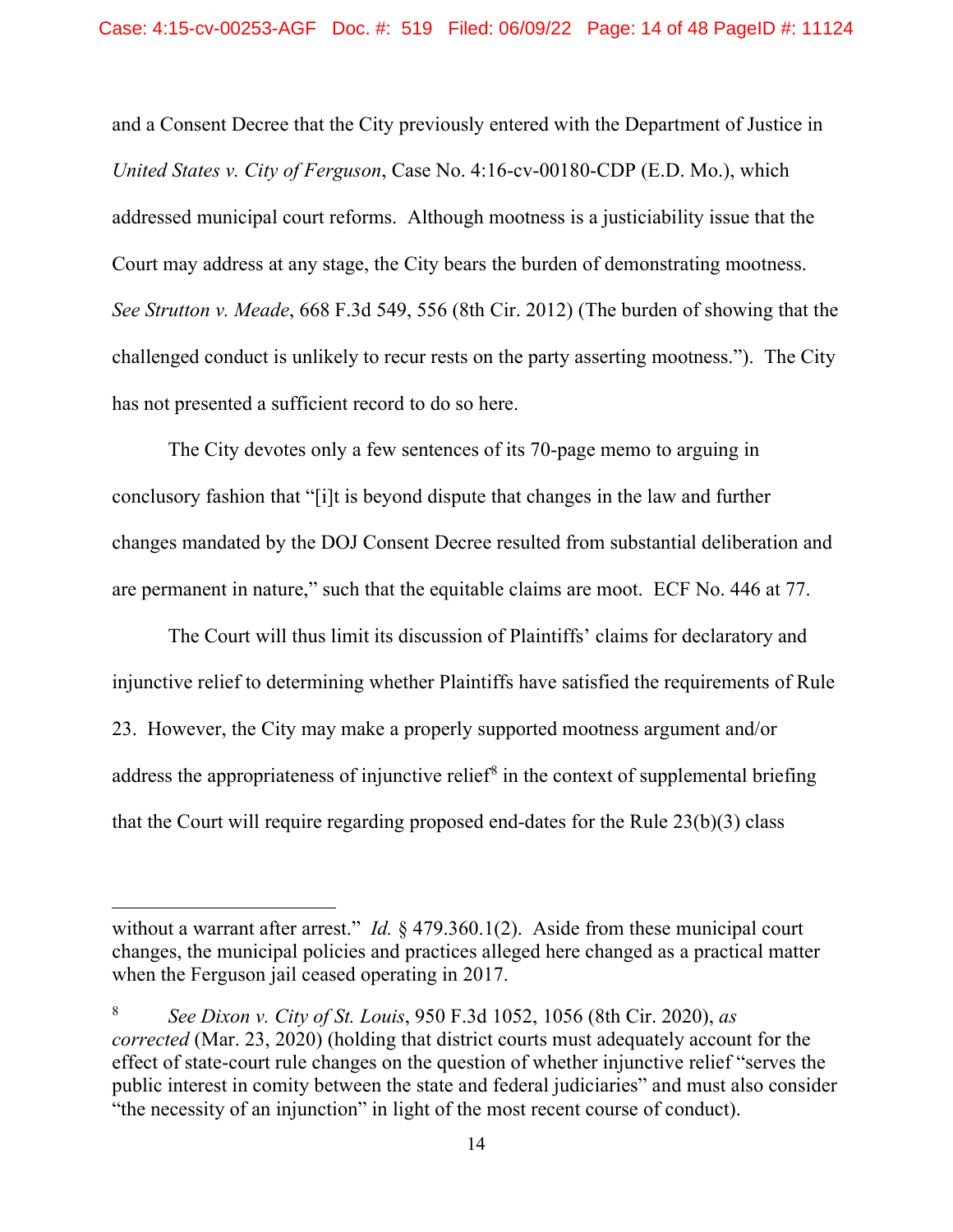and a Consent Decree that the City previously entered with the Department of Justice in *United States v. City of Ferguson*, Case No. 4:16-cv-00180-CDP (E.D. Mo.), which addressed municipal court reforms. Although mootness is a justiciability issue that the Court may address at any stage, the City bears the burden of demonstrating mootness. *See Strutton v. Meade*, 668 F.3d 549, 556 (8th Cir. 2012) (The burden of showing that the challenged conduct is unlikely to recur rests on the party asserting mootness."). The City has not presented a sufficient record to do so here.

The City devotes only a few sentences of its 70-page memo to arguing in conclusory fashion that "[i]t is beyond dispute that changes in the law and further changes mandated by the DOJ Consent Decree resulted from substantial deliberation and are permanent in nature," such that the equitable claims are moot. ECF No. 446 at 77.

The Court will thus limit its discussion of Plaintiffs' claims for declaratory and injunctive relief to determining whether Plaintiffs have satisfied the requirements of Rule 23. However, the City may make a properly supported mootness argument and/or address the appropriateness of injunctive relief[8] in the context of supplemental briefing that the Court will require regarding proposed end-dates for the Rule 23(b)(3) class

---

without a warrant after arrest." *Id.* § 479.360.1(2). Aside from these municipal court changes, the municipal policies and practices alleged here changed as a practical matter when the Ferguson jail ceased operating in 2017.

[8] *See Dixon v. City of St. Louis*, 950 F.3d 1052, 1056 (8th Cir. 2020), *as corrected* (Mar. 23, 2020) (holding that district courts must adequately account for the effect of state-court rule changes on the question of whether injunctive relief "serves the public interest in comity between the state and federal judiciaries" and must also consider "the necessity of an injunction" in light of the most recent course of conduct).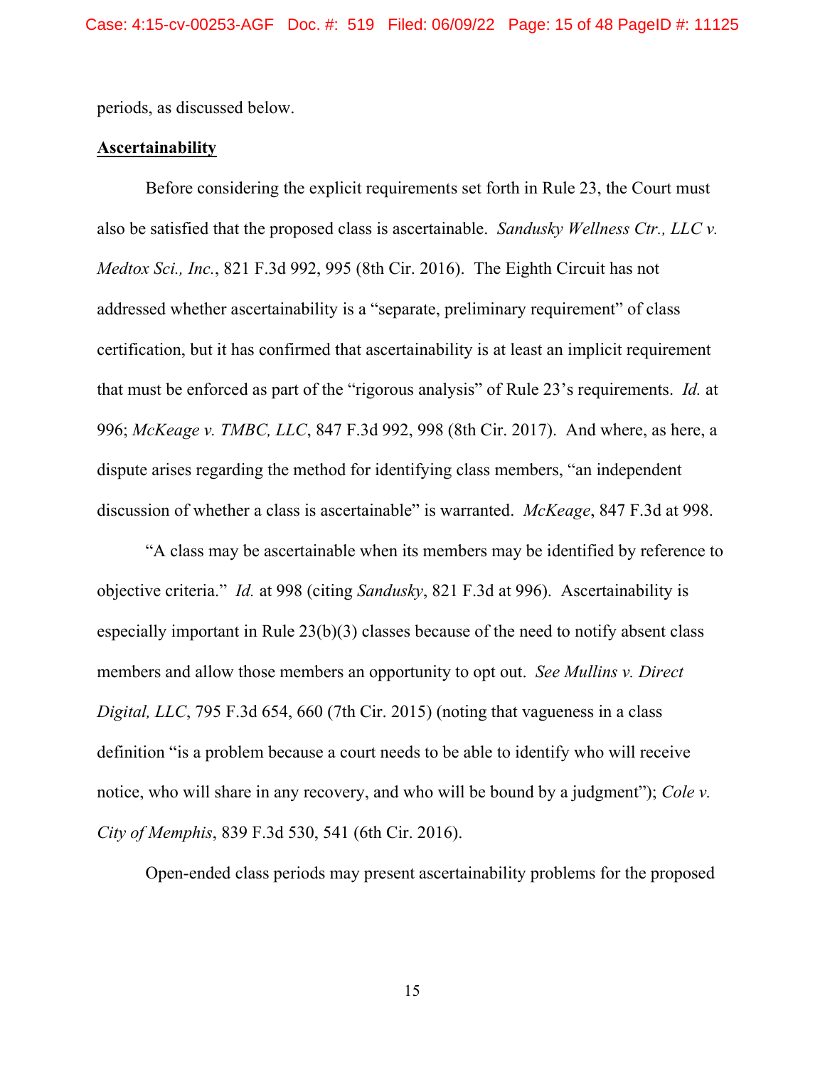periods, as discussed below.

**Ascertainability**

Before considering the explicit requirements set forth in Rule 23, the Court must also be satisfied that the proposed class is ascertainable. *Sandusky Wellness Ctr., LLC v. Medtox Sci., Inc.*, 821 F.3d 992, 995 (8th Cir. 2016). The Eighth Circuit has not addressed whether ascertainability is a "separate, preliminary requirement" of class certification, but it has confirmed that ascertainability is at least an implicit requirement that must be enforced as part of the "rigorous analysis" of Rule 23's requirements. *Id.* at 996; *McKeage v. TMBC, LLC*, 847 F.3d 992, 998 (8th Cir. 2017). And where, as here, a dispute arises regarding the method for identifying class members, "an independent discussion of whether a class is ascertainable" is warranted. *McKeage*, 847 F.3d at 998.

"A class may be ascertainable when its members may be identified by reference to objective criteria." *Id.* at 998 (citing *Sandusky*, 821 F.3d at 996). Ascertainability is especially important in Rule 23(b)(3) classes because of the need to notify absent class members and allow those members an opportunity to opt out. *See Mullins v. Direct Digital, LLC*, 795 F.3d 654, 660 (7th Cir. 2015) (noting that vagueness in a class definition "is a problem because a court needs to be able to identify who will receive notice, who will share in any recovery, and who will be bound by a judgment"); *Cole v. City of Memphis*, 839 F.3d 530, 541 (6th Cir. 2016).

Open-ended class periods may present ascertainability problems for the proposed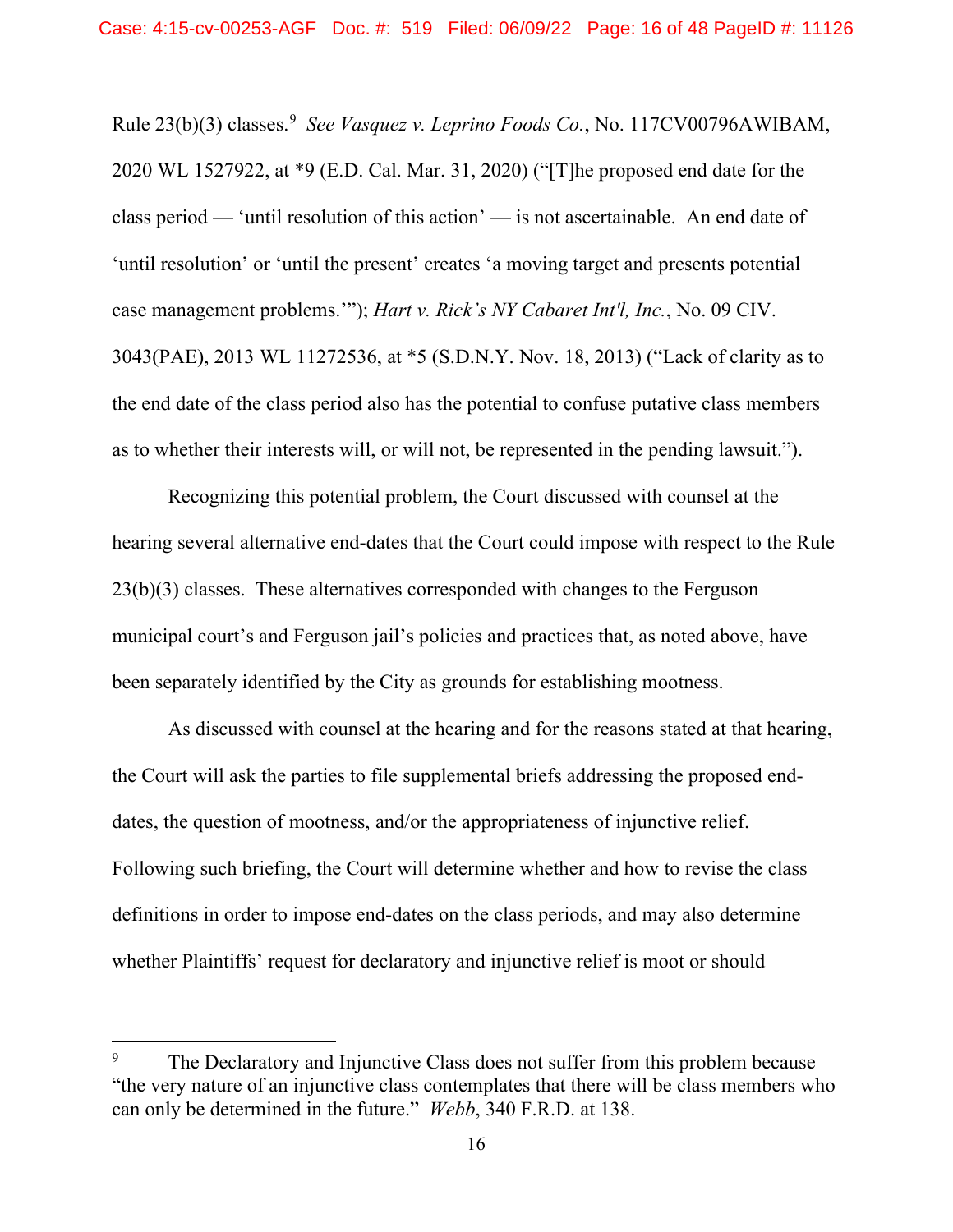Rule 23(b)(3) classes.[9] *See Vasquez v. Leprino Foods Co.*, No. 117CV00796AWIBAM, 2020 WL 1527922, at *9 (E.D. Cal. Mar. 31, 2020) ("[T]he proposed end date for the class period — 'until resolution of this action' — is not ascertainable. An end date of 'until resolution' or 'until the present' creates 'a moving target and presents potential case management problems.'"); *Hart v. Rick's NY Cabaret Int'l, Inc.*, No. 09 CIV. 3043(PAE), 2013 WL 11272536, at *5 (S.D.N.Y. Nov. 18, 2013) ("Lack of clarity as to the end date of the class period also has the potential to confuse putative class members as to whether their interests will, or will not, be represented in the pending lawsuit.").

Recognizing this potential problem, the Court discussed with counsel at the hearing several alternative end-dates that the Court could impose with respect to the Rule 23(b)(3) classes. These alternatives corresponded with changes to the Ferguson municipal court's and Ferguson jail's policies and practices that, as noted above, have been separately identified by the City as grounds for establishing mootness.

As discussed with counsel at the hearing and for the reasons stated at that hearing, the Court will ask the parties to file supplemental briefs addressing the proposed end-dates, the question of mootness, and/or the appropriateness of injunctive relief. Following such briefing, the Court will determine whether and how to revise the class definitions in order to impose end-dates on the class periods, and may also determine whether Plaintiffs' request for declaratory and injunctive relief is moot or should

---

[9] The Declaratory and Injunctive Class does not suffer from this problem because "the very nature of an injunctive class contemplates that there will be class members who can only be determined in the future." *Webb*, 340 F.R.D. at 138.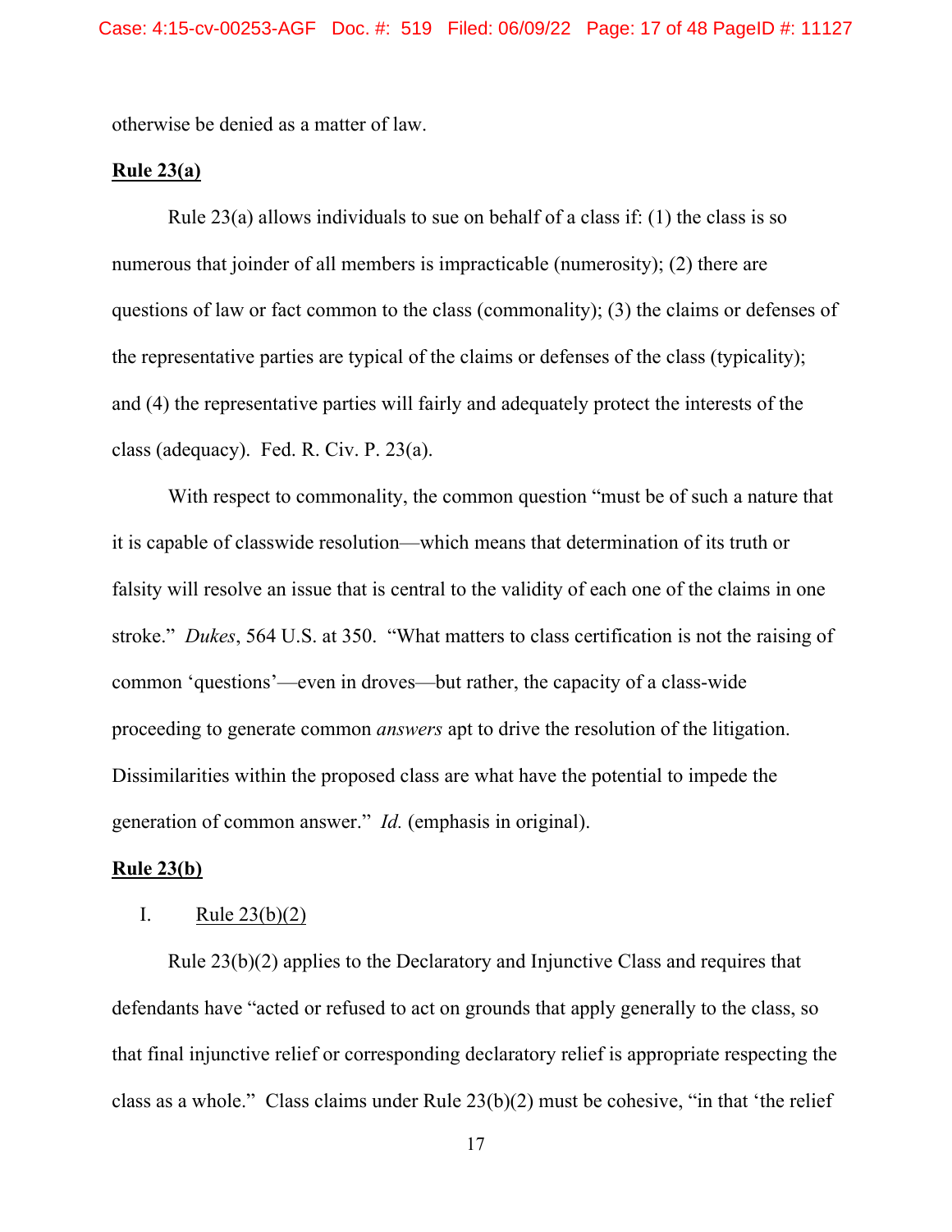otherwise be denied as a matter of law.

**Rule 23(a)**

Rule 23(a) allows individuals to sue on behalf of a class if: (1) the class is so numerous that joinder of all members is impracticable (numerosity); (2) there are questions of law or fact common to the class (commonality); (3) the claims or defenses of the representative parties are typical of the claims or defenses of the class (typicality); and (4) the representative parties will fairly and adequately protect the interests of the class (adequacy). Fed. R. Civ. P. 23(a).

With respect to commonality, the common question "must be of such a nature that it is capable of classwide resolution—which means that determination of its truth or falsity will resolve an issue that is central to the validity of each one of the claims in one stroke." *Dukes*, 564 U.S. at 350. "What matters to class certification is not the raising of common 'questions'—even in droves—but rather, the capacity of a class-wide proceeding to generate common *answers* apt to drive the resolution of the litigation. Dissimilarities within the proposed class are what have the potential to impede the generation of common answer." *Id.* (emphasis in original).

**Rule 23(b)**

I. Rule 23(b)(2)

Rule 23(b)(2) applies to the Declaratory and Injunctive Class and requires that defendants have "acted or refused to act on grounds that apply generally to the class, so that final injunctive relief or corresponding declaratory relief is appropriate respecting the class as a whole." Class claims under Rule 23(b)(2) must be cohesive, "in that 'the relief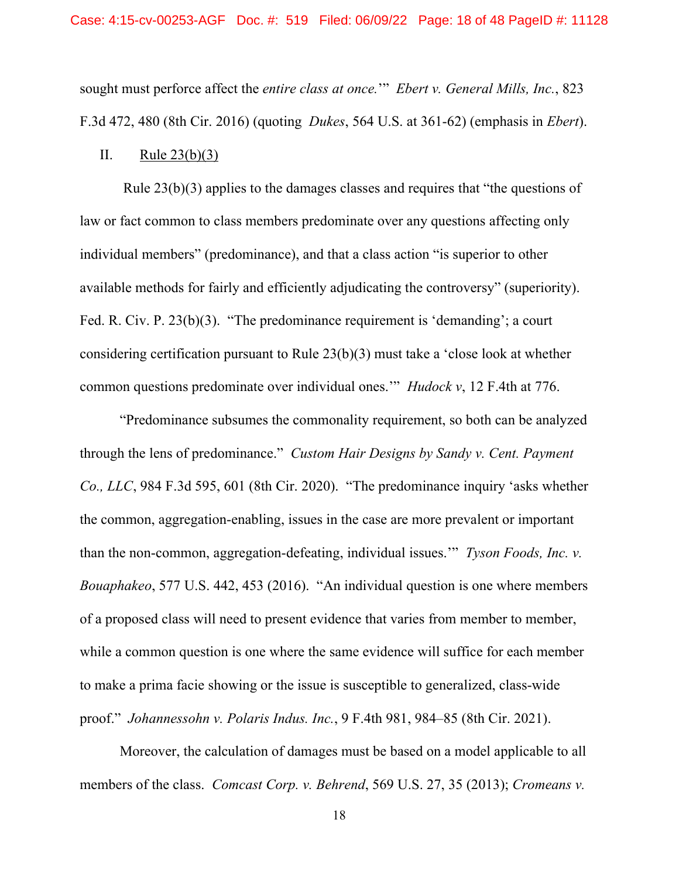sought must perforce affect the *entire class at once.*'" *Ebert v. General Mills, Inc.*, 823 F.3d 472, 480 (8th Cir. 2016) (quoting *Dukes*, 564 U.S. at 361-62) (emphasis in *Ebert*).

II. Rule 23(b)(3)

Rule 23(b)(3) applies to the damages classes and requires that "the questions of law or fact common to class members predominate over any questions affecting only individual members" (predominance), and that a class action "is superior to other available methods for fairly and efficiently adjudicating the controversy" (superiority). Fed. R. Civ. P. 23(b)(3). "The predominance requirement is 'demanding'; a court considering certification pursuant to Rule 23(b)(3) must take a 'close look at whether common questions predominate over individual ones.'" *Hudock v*, 12 F.4th at 776.

"Predominance subsumes the commonality requirement, so both can be analyzed through the lens of predominance." *Custom Hair Designs by Sandy v. Cent. Payment Co., LLC*, 984 F.3d 595, 601 (8th Cir. 2020). "The predominance inquiry 'asks whether the common, aggregation-enabling, issues in the case are more prevalent or important than the non-common, aggregation-defeating, individual issues.'" *Tyson Foods, Inc. v. Bouaphakeo*, 577 U.S. 442, 453 (2016). "An individual question is one where members of a proposed class will need to present evidence that varies from member to member, while a common question is one where the same evidence will suffice for each member to make a prima facie showing or the issue is susceptible to generalized, class-wide proof." *Johannessohn v. Polaris Indus. Inc.*, 9 F.4th 981, 984–85 (8th Cir. 2021).

Moreover, the calculation of damages must be based on a model applicable to all members of the class. *Comcast Corp. v. Behrend*, 569 U.S. 27, 35 (2013); *Cromeans v.*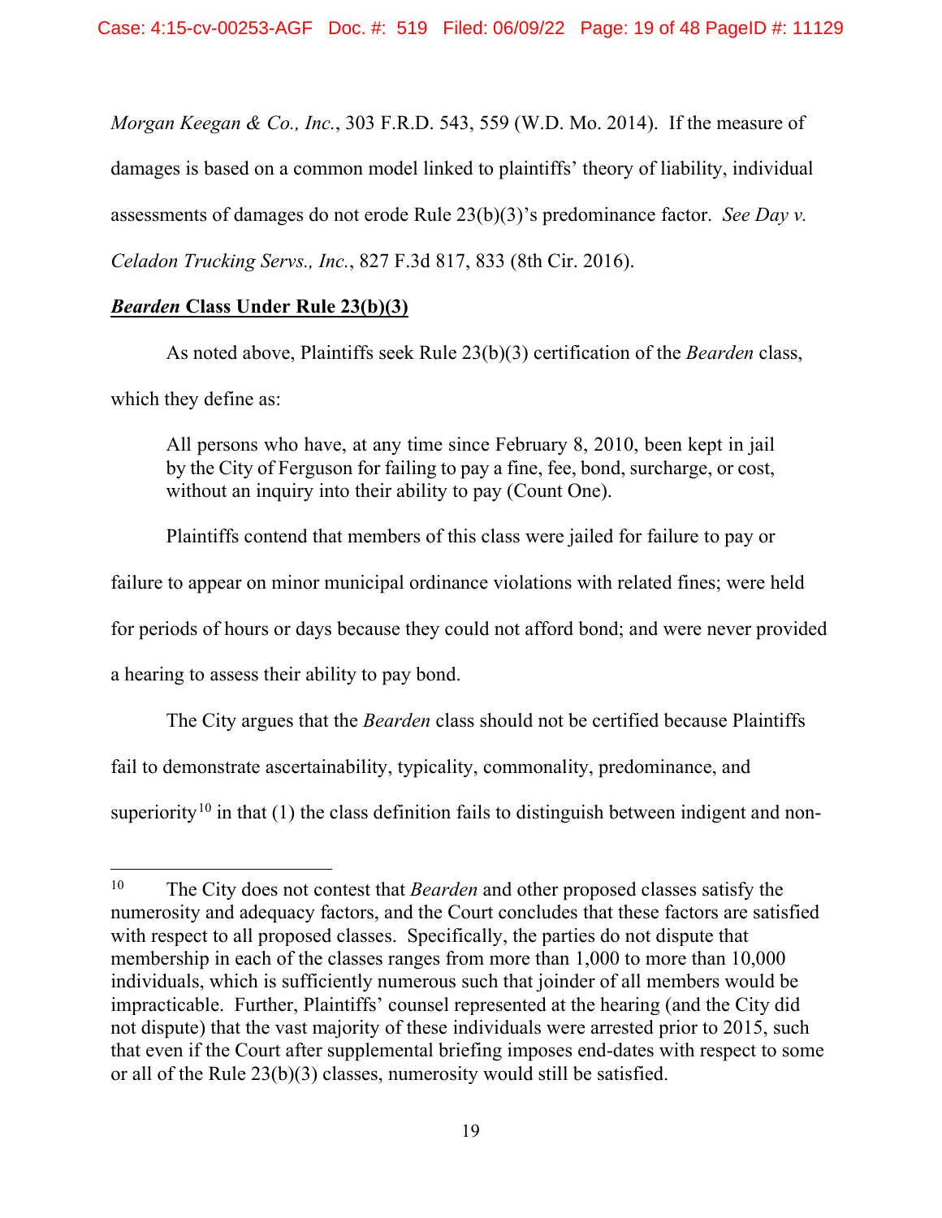*Morgan Keegan & Co., Inc.*, 303 F.R.D. 543, 559 (W.D. Mo. 2014). If the measure of damages is based on a common model linked to plaintiffs' theory of liability, individual assessments of damages do not erode Rule 23(b)(3)'s predominance factor. *See Day v. Celadon Trucking Servs., Inc.*, 827 F.3d 817, 833 (8th Cir. 2016).

***Bearden* Class Under Rule 23(b)(3)**

As noted above, Plaintiffs seek Rule 23(b)(3) certification of the *Bearden* class, which they define as:

> All persons who have, at any time since February 8, 2010, been kept in jail by the City of Ferguson for failing to pay a fine, fee, bond, surcharge, or cost, without an inquiry into their ability to pay (Count One).

Plaintiffs contend that members of this class were jailed for failure to pay or failure to appear on minor municipal ordinance violations with related fines; were held for periods of hours or days because they could not afford bond; and were never provided a hearing to assess their ability to pay bond.

The City argues that the *Bearden* class should not be certified because Plaintiffs fail to demonstrate ascertainability, typicality, commonality, predominance, and superiority[10] in that (1) the class definition fails to distinguish between indigent and non-

---

[10] The City does not contest that *Bearden* and other proposed classes satisfy the numerosity and adequacy factors, and the Court concludes that these factors are satisfied with respect to all proposed classes. Specifically, the parties do not dispute that membership in each of the classes ranges from more than 1,000 to more than 10,000 individuals, which is sufficiently numerous such that joinder of all members would be impracticable. Further, Plaintiffs' counsel represented at the hearing (and the City did not dispute) that the vast majority of these individuals were arrested prior to 2015, such that even if the Court after supplemental briefing imposes end-dates with respect to some or all of the Rule 23(b)(3) classes, numerosity would still be satisfied.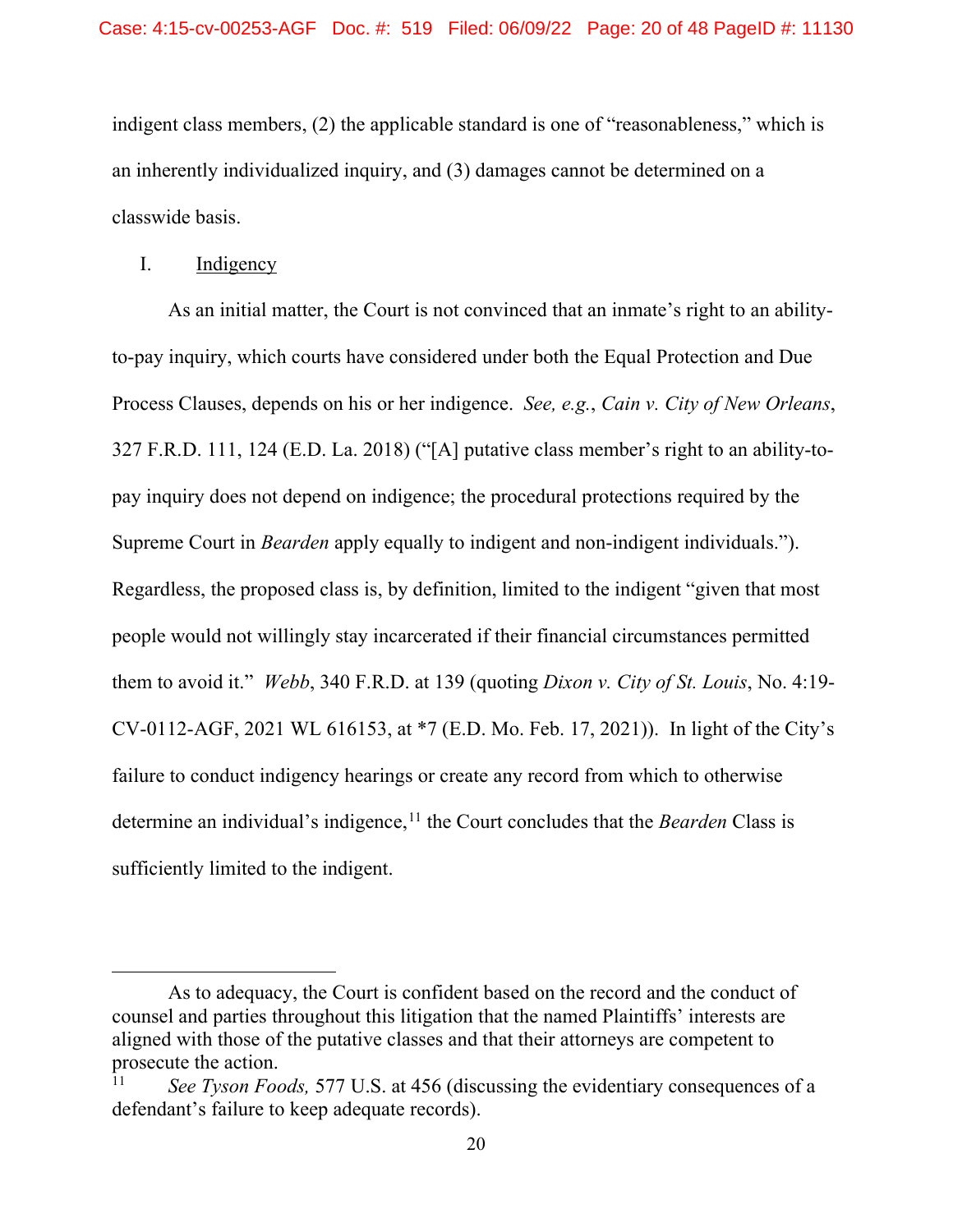indigent class members, (2) the applicable standard is one of "reasonableness," which is an inherently individualized inquiry, and (3) damages cannot be determined on a classwide basis.

I. Indigency

As an initial matter, the Court is not convinced that an inmate's right to an ability-to-pay inquiry, which courts have considered under both the Equal Protection and Due Process Clauses, depends on his or her indigence. *See, e.g.*, *Cain v. City of New Orleans*, 327 F.R.D. 111, 124 (E.D. La. 2018) ("[A] putative class member's right to an ability-to-pay inquiry does not depend on indigence; the procedural protections required by the Supreme Court in *Bearden* apply equally to indigent and non-indigent individuals."). Regardless, the proposed class is, by definition, limited to the indigent "given that most people would not willingly stay incarcerated if their financial circumstances permitted them to avoid it." *Webb*, 340 F.R.D. at 139 (quoting *Dixon v. City of St. Louis*, No. 4:19-CV-0112-AGF, 2021 WL 616153, at *7 (E.D. Mo. Feb. 17, 2021)). In light of the City's failure to conduct indigency hearings or create any record from which to otherwise determine an individual's indigence,[11] the Court concludes that the *Bearden* Class is sufficiently limited to the indigent.

---

As to adequacy, the Court is confident based on the record and the conduct of counsel and parties throughout this litigation that the named Plaintiffs' interests are aligned with those of the putative classes and that their attorneys are competent to prosecute the action.

[11] *See Tyson Foods,* 577 U.S. at 456 (discussing the evidentiary consequences of a defendant's failure to keep adequate records).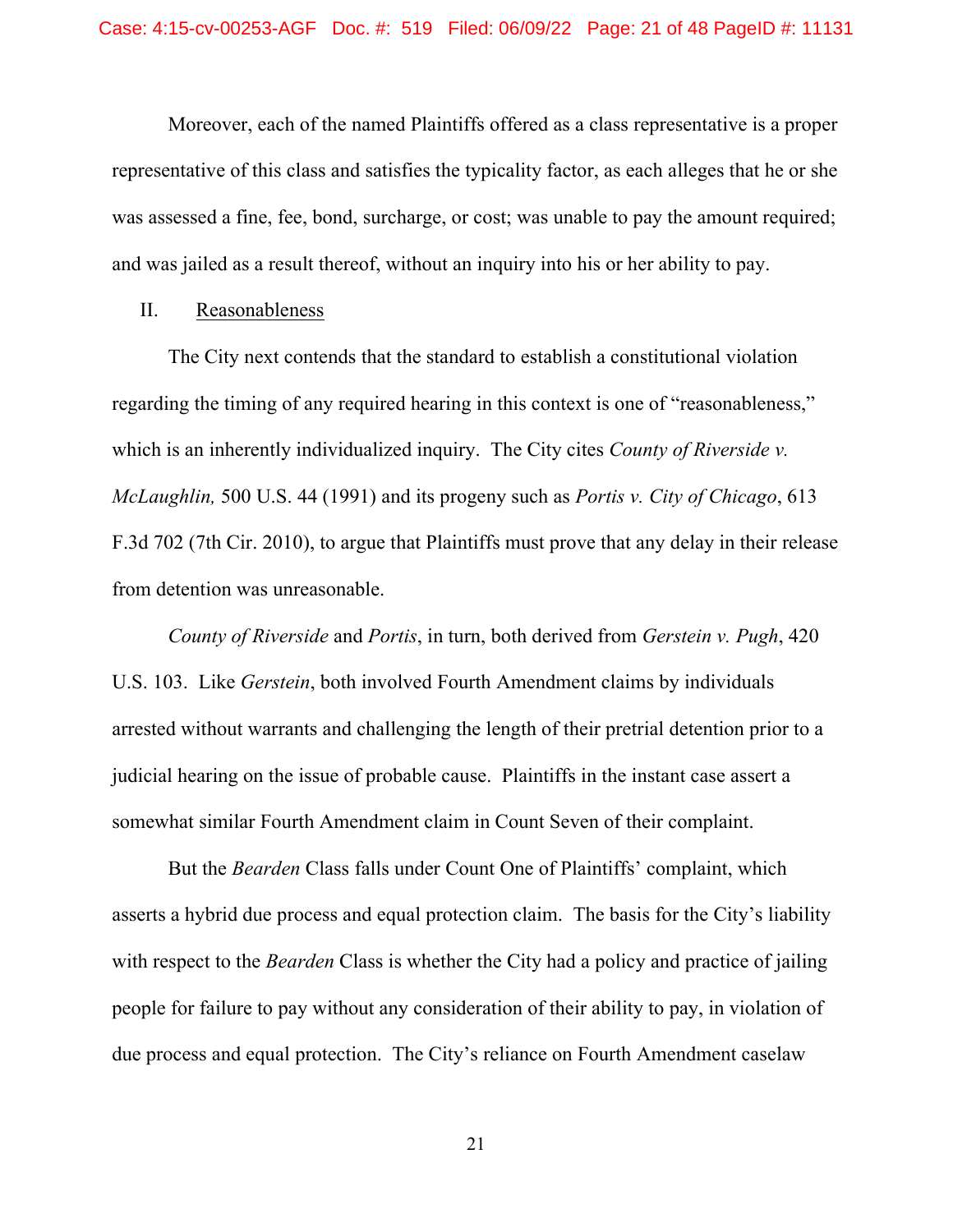Moreover, each of the named Plaintiffs offered as a class representative is a proper representative of this class and satisfies the typicality factor, as each alleges that he or she was assessed a fine, fee, bond, surcharge, or cost; was unable to pay the amount required; and was jailed as a result thereof, without an inquiry into his or her ability to pay.

## II. Reasonableness

The City next contends that the standard to establish a constitutional violation regarding the timing of any required hearing in this context is one of "reasonableness," which is an inherently individualized inquiry. The City cites *County of Riverside v. McLaughlin,* 500 U.S. 44 (1991) and its progeny such as *Portis v. City of Chicago*, 613 F.3d 702 (7th Cir. 2010), to argue that Plaintiffs must prove that any delay in their release from detention was unreasonable.

*County of Riverside* and *Portis*, in turn, both derived from *Gerstein v. Pugh*, 420 U.S. 103. Like *Gerstein*, both involved Fourth Amendment claims by individuals arrested without warrants and challenging the length of their pretrial detention prior to a judicial hearing on the issue of probable cause. Plaintiffs in the instant case assert a somewhat similar Fourth Amendment claim in Count Seven of their complaint.

But the *Bearden* Class falls under Count One of Plaintiffs' complaint, which asserts a hybrid due process and equal protection claim. The basis for the City's liability with respect to the *Bearden* Class is whether the City had a policy and practice of jailing people for failure to pay without any consideration of their ability to pay, in violation of due process and equal protection. The City's reliance on Fourth Amendment caselaw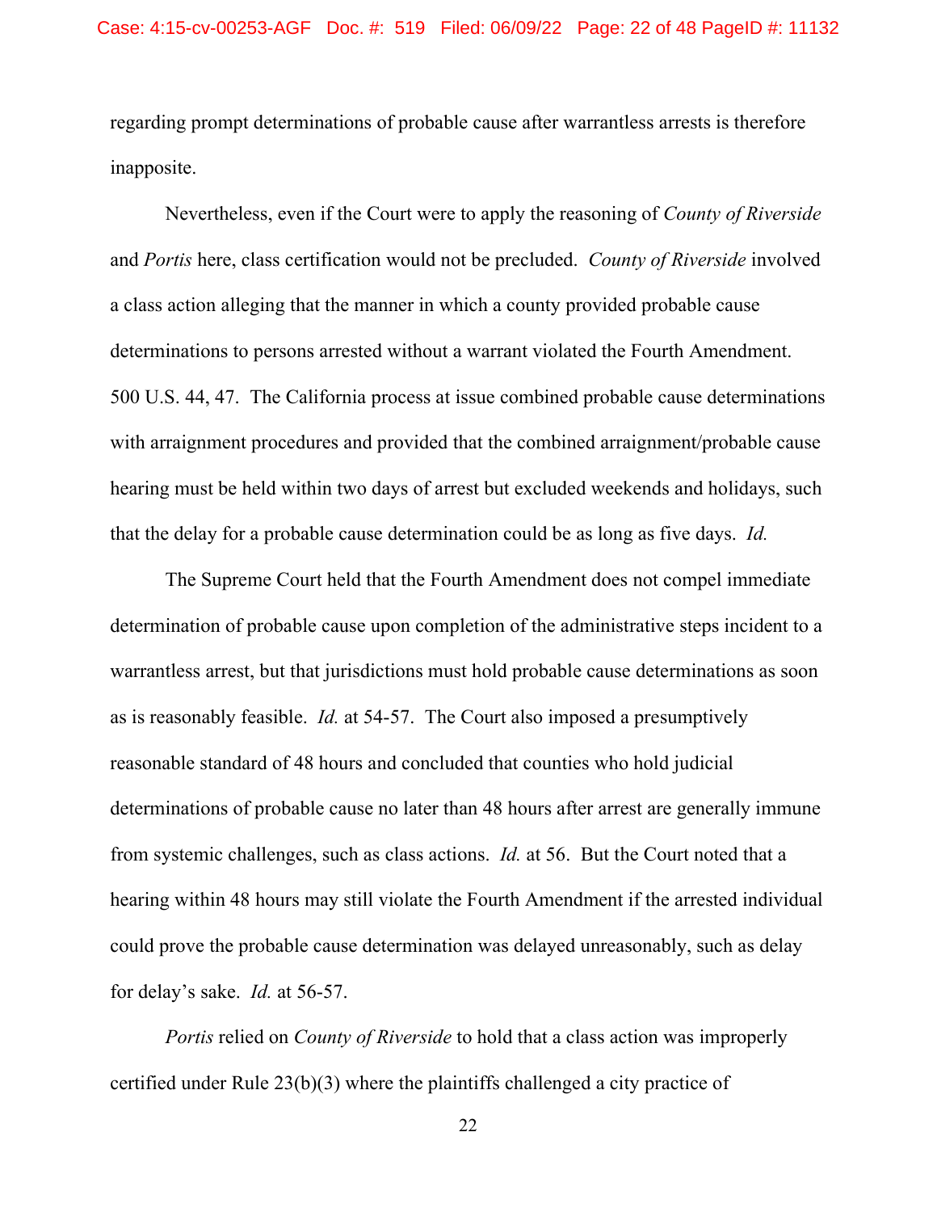regarding prompt determinations of probable cause after warrantless arrests is therefore inapposite.

Nevertheless, even if the Court were to apply the reasoning of *County of Riverside* and *Portis* here, class certification would not be precluded. *County of Riverside* involved a class action alleging that the manner in which a county provided probable cause determinations to persons arrested without a warrant violated the Fourth Amendment. 500 U.S. 44, 47. The California process at issue combined probable cause determinations with arraignment procedures and provided that the combined arraignment/probable cause hearing must be held within two days of arrest but excluded weekends and holidays, such that the delay for a probable cause determination could be as long as five days. *Id.*

The Supreme Court held that the Fourth Amendment does not compel immediate determination of probable cause upon completion of the administrative steps incident to a warrantless arrest, but that jurisdictions must hold probable cause determinations as soon as is reasonably feasible. *Id.* at 54-57. The Court also imposed a presumptively reasonable standard of 48 hours and concluded that counties who hold judicial determinations of probable cause no later than 48 hours after arrest are generally immune from systemic challenges, such as class actions. *Id.* at 56. But the Court noted that a hearing within 48 hours may still violate the Fourth Amendment if the arrested individual could prove the probable cause determination was delayed unreasonably, such as delay for delay's sake. *Id.* at 56-57.

*Portis* relied on *County of Riverside* to hold that a class action was improperly certified under Rule 23(b)(3) where the plaintiffs challenged a city practice of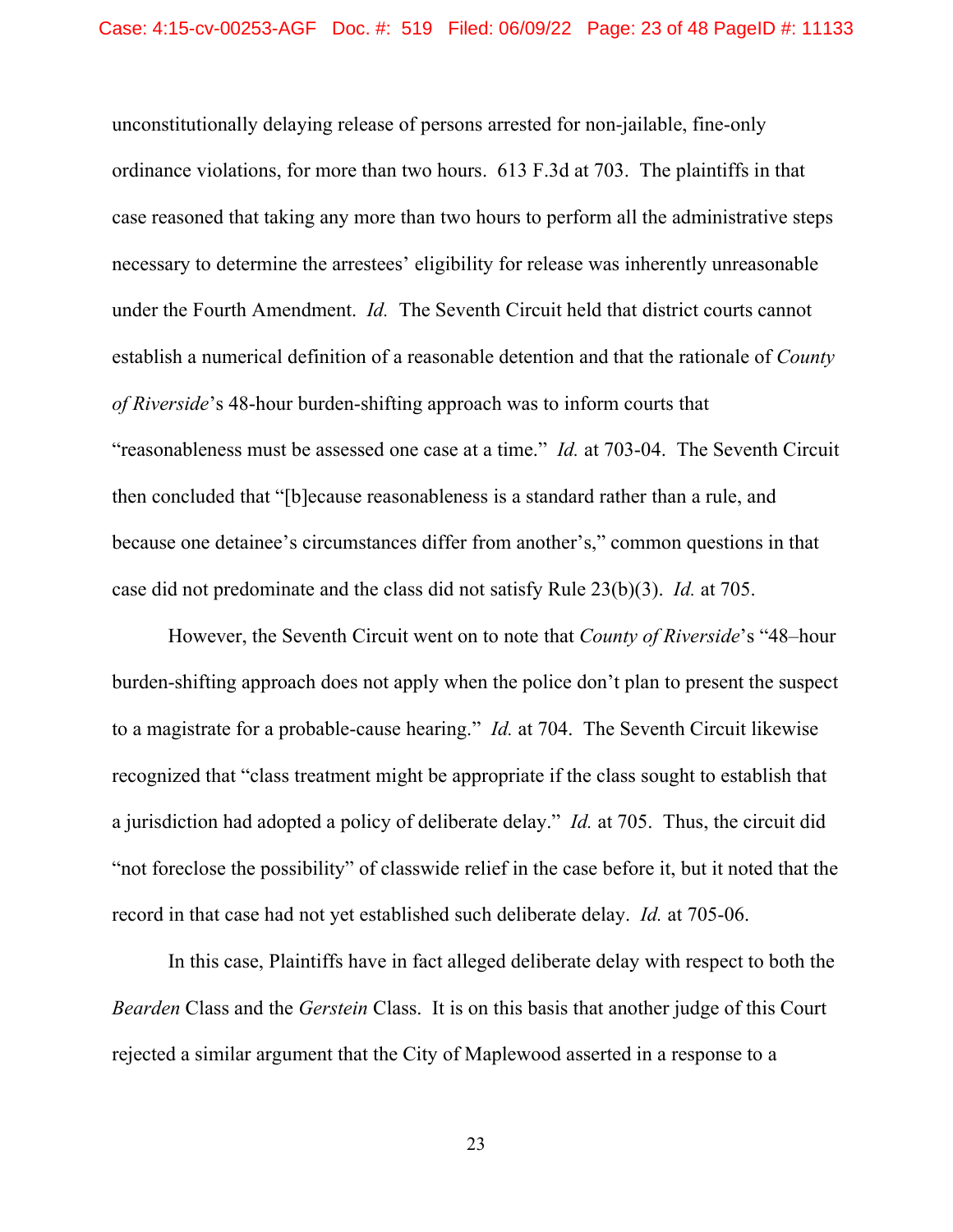unconstitutionally delaying release of persons arrested for non-jailable, fine-only ordinance violations, for more than two hours. 613 F.3d at 703. The plaintiffs in that case reasoned that taking any more than two hours to perform all the administrative steps necessary to determine the arrestees' eligibility for release was inherently unreasonable under the Fourth Amendment. *Id.* The Seventh Circuit held that district courts cannot establish a numerical definition of a reasonable detention and that the rationale of *County of Riverside*'s 48-hour burden-shifting approach was to inform courts that "reasonableness must be assessed one case at a time." *Id.* at 703-04. The Seventh Circuit then concluded that "[b]ecause reasonableness is a standard rather than a rule, and because one detainee's circumstances differ from another's," common questions in that case did not predominate and the class did not satisfy Rule 23(b)(3). *Id.* at 705.

However, the Seventh Circuit went on to note that *County of Riverside*'s "48–hour burden-shifting approach does not apply when the police don't plan to present the suspect to a magistrate for a probable-cause hearing." *Id.* at 704. The Seventh Circuit likewise recognized that "class treatment might be appropriate if the class sought to establish that a jurisdiction had adopted a policy of deliberate delay." *Id.* at 705. Thus, the circuit did "not foreclose the possibility" of classwide relief in the case before it, but it noted that the record in that case had not yet established such deliberate delay. *Id.* at 705-06.

In this case, Plaintiffs have in fact alleged deliberate delay with respect to both the *Bearden* Class and the *Gerstein* Class. It is on this basis that another judge of this Court rejected a similar argument that the City of Maplewood asserted in a response to a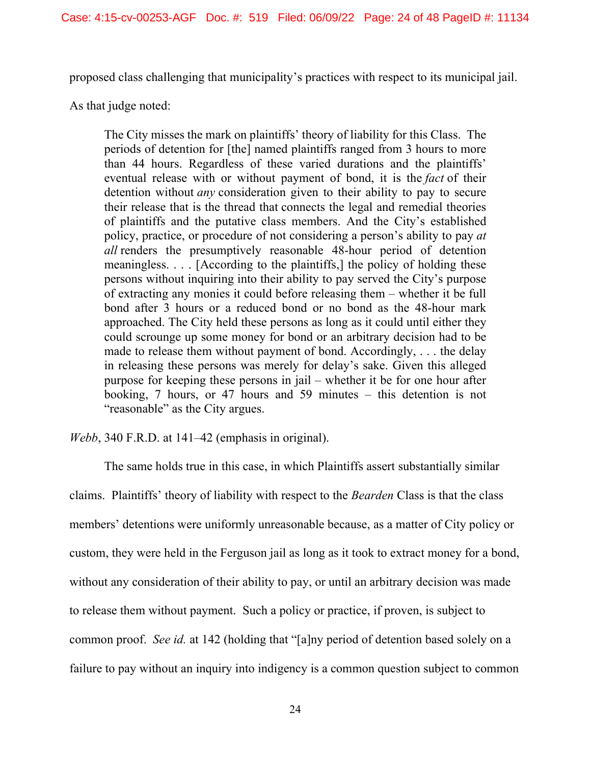proposed class challenging that municipality's practices with respect to its municipal jail. As that judge noted:

> The City misses the mark on plaintiffs' theory of liability for this Class. The periods of detention for [the] named plaintiffs ranged from 3 hours to more than 44 hours. Regardless of these varied durations and the plaintiffs' eventual release with or without payment of bond, it is the *fact* of their detention without *any* consideration given to their ability to pay to secure their release that is the thread that connects the legal and remedial theories of plaintiffs and the putative class members. And the City's established policy, practice, or procedure of not considering a person's ability to pay *at all* renders the presumptively reasonable 48-hour period of detention meaningless. . . . [According to the plaintiffs,] the policy of holding these persons without inquiring into their ability to pay served the City's purpose of extracting any monies it could before releasing them – whether it be full bond after 3 hours or a reduced bond or no bond as the 48-hour mark approached. The City held these persons as long as it could until either they could scrounge up some money for bond or an arbitrary decision had to be made to release them without payment of bond. Accordingly, . . . the delay in releasing these persons was merely for delay's sake. Given this alleged purpose for keeping these persons in jail – whether it be for one hour after booking, 7 hours, or 47 hours and 59 minutes – this detention is not "reasonable" as the City argues.

*Webb*, 340 F.R.D. at 141–42 (emphasis in original).

The same holds true in this case, in which Plaintiffs assert substantially similar claims. Plaintiffs' theory of liability with respect to the *Bearden* Class is that the class members' detentions were uniformly unreasonable because, as a matter of City policy or custom, they were held in the Ferguson jail as long as it took to extract money for a bond, without any consideration of their ability to pay, or until an arbitrary decision was made to release them without payment. Such a policy or practice, if proven, is subject to common proof. *See id.* at 142 (holding that "[a]ny period of detention based solely on a failure to pay without an inquiry into indigency is a common question subject to common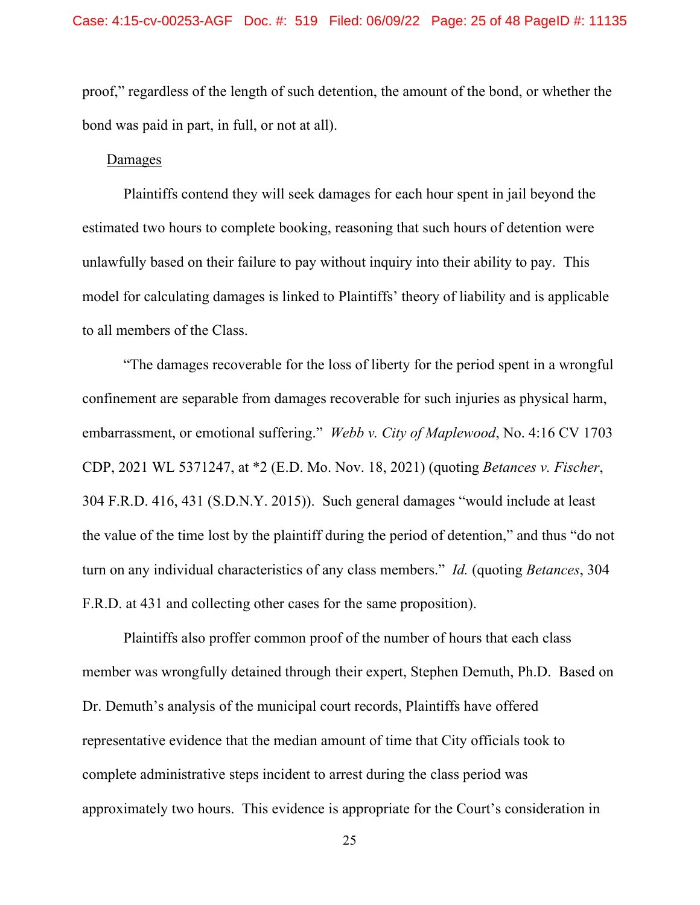proof," regardless of the length of such detention, the amount of the bond, or whether the bond was paid in part, in full, or not at all).

Damages

Plaintiffs contend they will seek damages for each hour spent in jail beyond the estimated two hours to complete booking, reasoning that such hours of detention were unlawfully based on their failure to pay without inquiry into their ability to pay. This model for calculating damages is linked to Plaintiffs' theory of liability and is applicable to all members of the Class.

"The damages recoverable for the loss of liberty for the period spent in a wrongful confinement are separable from damages recoverable for such injuries as physical harm, embarrassment, or emotional suffering." *Webb v. City of Maplewood*, No. 4:16 CV 1703 CDP, 2021 WL 5371247, at *2 (E.D. Mo. Nov. 18, 2021) (quoting *Betances v. Fischer*, 304 F.R.D. 416, 431 (S.D.N.Y. 2015)). Such general damages "would include at least the value of the time lost by the plaintiff during the period of detention," and thus "do not turn on any individual characteristics of any class members." *Id.* (quoting *Betances*, 304 F.R.D. at 431 and collecting other cases for the same proposition).

Plaintiffs also proffer common proof of the number of hours that each class member was wrongfully detained through their expert, Stephen Demuth, Ph.D. Based on Dr. Demuth's analysis of the municipal court records, Plaintiffs have offered representative evidence that the median amount of time that City officials took to complete administrative steps incident to arrest during the class period was approximately two hours. This evidence is appropriate for the Court's consideration in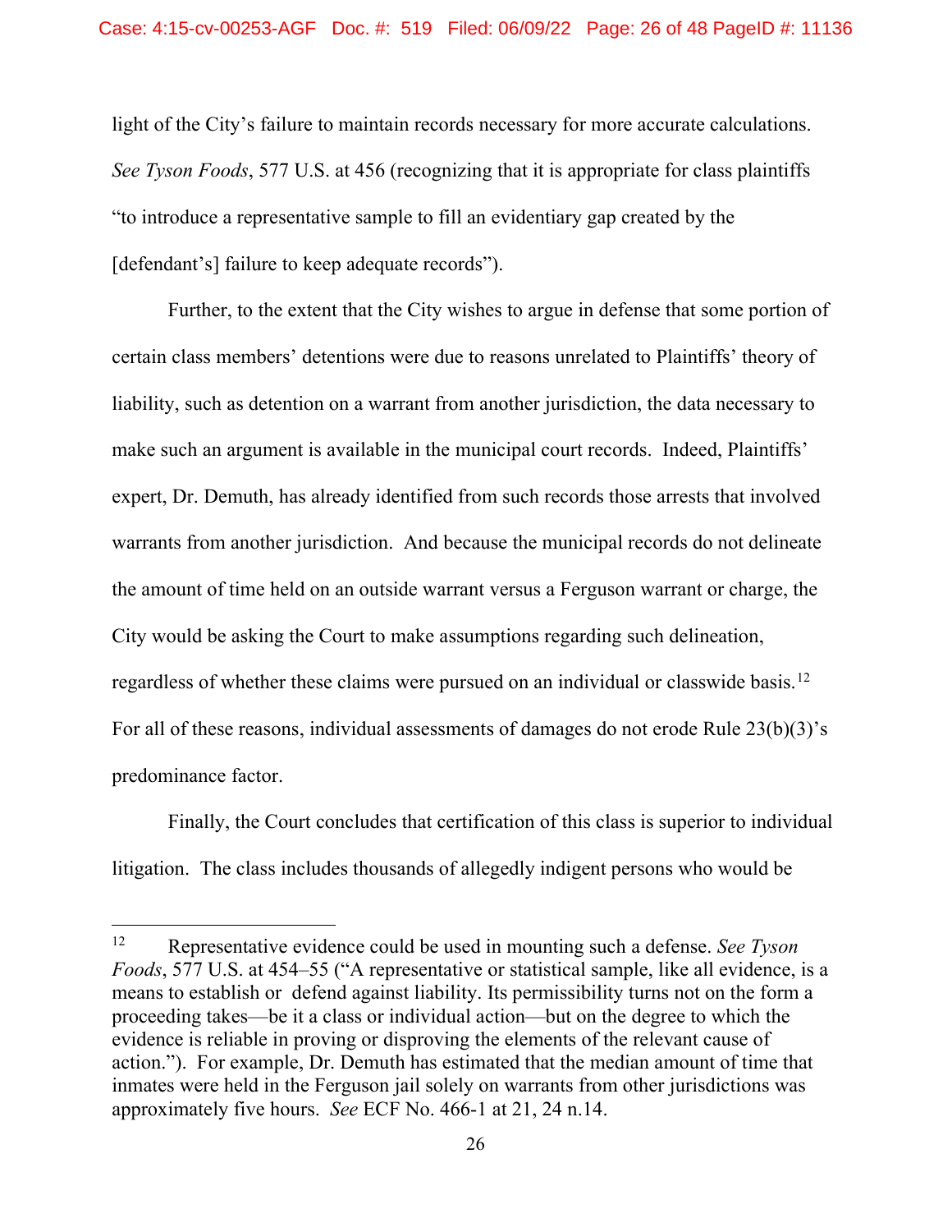light of the City's failure to maintain records necessary for more accurate calculations. *See Tyson Foods*, 577 U.S. at 456 (recognizing that it is appropriate for class plaintiffs "to introduce a representative sample to fill an evidentiary gap created by the [defendant's] failure to keep adequate records").

Further, to the extent that the City wishes to argue in defense that some portion of certain class members' detentions were due to reasons unrelated to Plaintiffs' theory of liability, such as detention on a warrant from another jurisdiction, the data necessary to make such an argument is available in the municipal court records. Indeed, Plaintiffs' expert, Dr. Demuth, has already identified from such records those arrests that involved warrants from another jurisdiction. And because the municipal records do not delineate the amount of time held on an outside warrant versus a Ferguson warrant or charge, the City would be asking the Court to make assumptions regarding such delineation, regardless of whether these claims were pursued on an individual or classwide basis.[12] For all of these reasons, individual assessments of damages do not erode Rule 23(b)(3)'s predominance factor.

Finally, the Court concludes that certification of this class is superior to individual litigation. The class includes thousands of allegedly indigent persons who would be

---

[12] Representative evidence could be used in mounting such a defense. *See Tyson Foods*, 577 U.S. at 454–55 ("A representative or statistical sample, like all evidence, is a means to establish or defend against liability. Its permissibility turns not on the form a proceeding takes—be it a class or individual action—but on the degree to which the evidence is reliable in proving or disproving the elements of the relevant cause of action."). For example, Dr. Demuth has estimated that the median amount of time that inmates were held in the Ferguson jail solely on warrants from other jurisdictions was approximately five hours. *See* ECF No. 466-1 at 21, 24 n.14.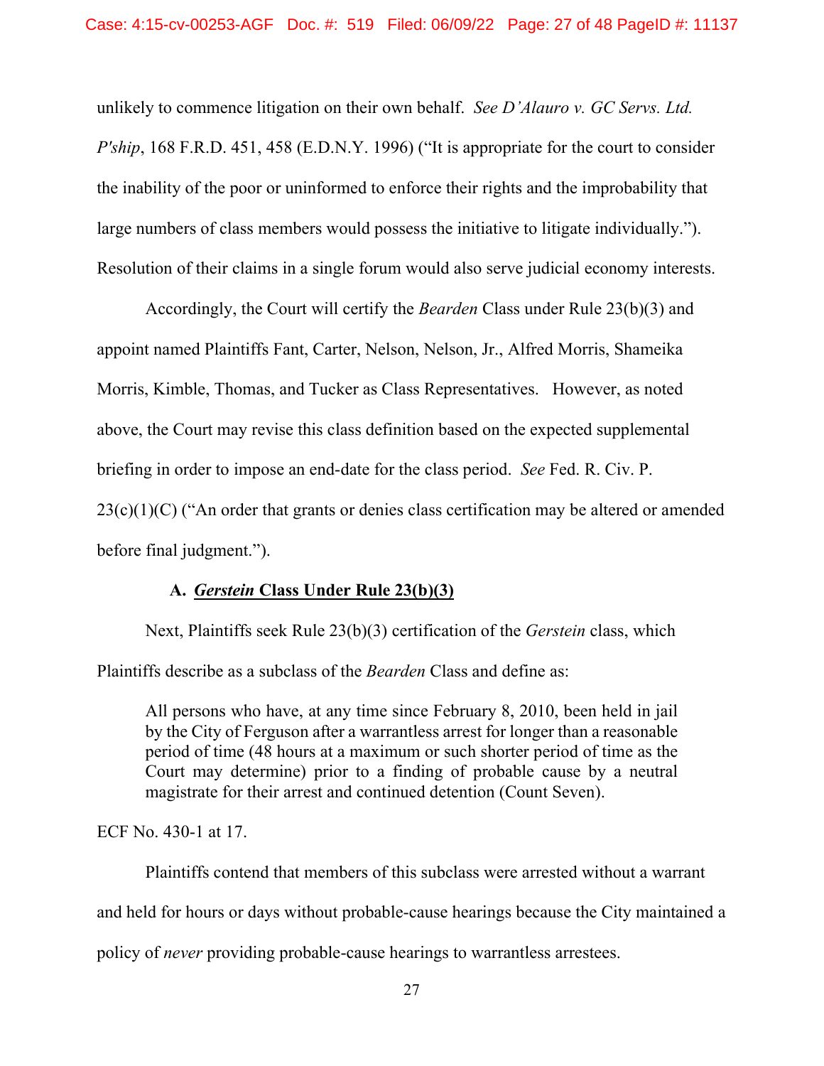unlikely to commence litigation on their own behalf. *See D'Alauro v. GC Servs. Ltd. P'ship*, 168 F.R.D. 451, 458 (E.D.N.Y. 1996) ("It is appropriate for the court to consider the inability of the poor or uninformed to enforce their rights and the improbability that large numbers of class members would possess the initiative to litigate individually."). Resolution of their claims in a single forum would also serve judicial economy interests.

Accordingly, the Court will certify the *Bearden* Class under Rule 23(b)(3) and appoint named Plaintiffs Fant, Carter, Nelson, Nelson, Jr., Alfred Morris, Shameika Morris, Kimble, Thomas, and Tucker as Class Representatives. However, as noted above, the Court may revise this class definition based on the expected supplemental briefing in order to impose an end-date for the class period. *See* Fed. R. Civ. P. 23(c)(1)(C) ("An order that grants or denies class certification may be altered or amended before final judgment.").

### A. *Gerstein* Class Under Rule 23(b)(3)

Next, Plaintiffs seek Rule 23(b)(3) certification of the *Gerstein* class, which Plaintiffs describe as a subclass of the *Bearden* Class and define as:

> All persons who have, at any time since February 8, 2010, been held in jail by the City of Ferguson after a warrantless arrest for longer than a reasonable period of time (48 hours at a maximum or such shorter period of time as the Court may determine) prior to a finding of probable cause by a neutral magistrate for their arrest and continued detention (Count Seven).

ECF No. 430-1 at 17.

Plaintiffs contend that members of this subclass were arrested without a warrant and held for hours or days without probable-cause hearings because the City maintained a policy of *never* providing probable-cause hearings to warrantless arrestees.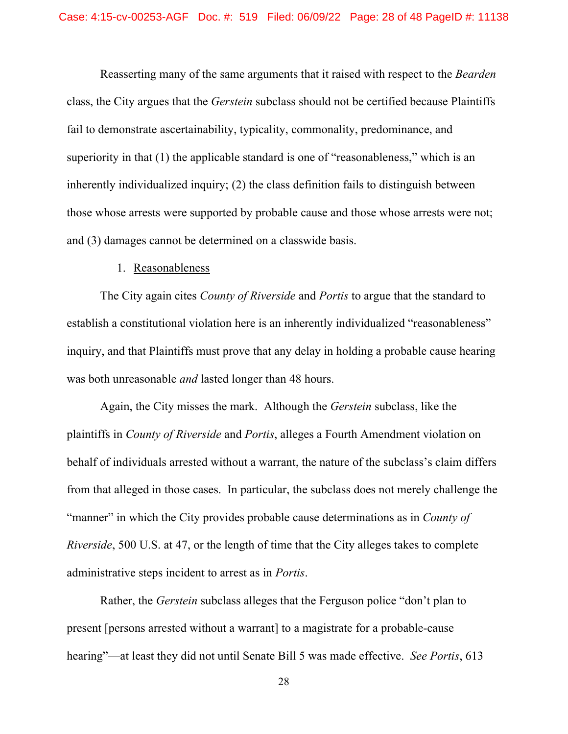Reasserting many of the same arguments that it raised with respect to the *Bearden* class, the City argues that the *Gerstein* subclass should not be certified because Plaintiffs fail to demonstrate ascertainability, typicality, commonality, predominance, and superiority in that (1) the applicable standard is one of "reasonableness," which is an inherently individualized inquiry; (2) the class definition fails to distinguish between those whose arrests were supported by probable cause and those whose arrests were not; and (3) damages cannot be determined on a classwide basis.

1. Reasonableness

The City again cites *County of Riverside* and *Portis* to argue that the standard to establish a constitutional violation here is an inherently individualized "reasonableness" inquiry, and that Plaintiffs must prove that any delay in holding a probable cause hearing was both unreasonable *and* lasted longer than 48 hours.

Again, the City misses the mark. Although the *Gerstein* subclass, like the plaintiffs in *County of Riverside* and *Portis*, alleges a Fourth Amendment violation on behalf of individuals arrested without a warrant, the nature of the subclass's claim differs from that alleged in those cases. In particular, the subclass does not merely challenge the "manner" in which the City provides probable cause determinations as in *County of Riverside*, 500 U.S. at 47, or the length of time that the City alleges takes to complete administrative steps incident to arrest as in *Portis*.

Rather, the *Gerstein* subclass alleges that the Ferguson police "don't plan to present [persons arrested without a warrant] to a magistrate for a probable-cause hearing"—at least they did not until Senate Bill 5 was made effective. *See Portis*, 613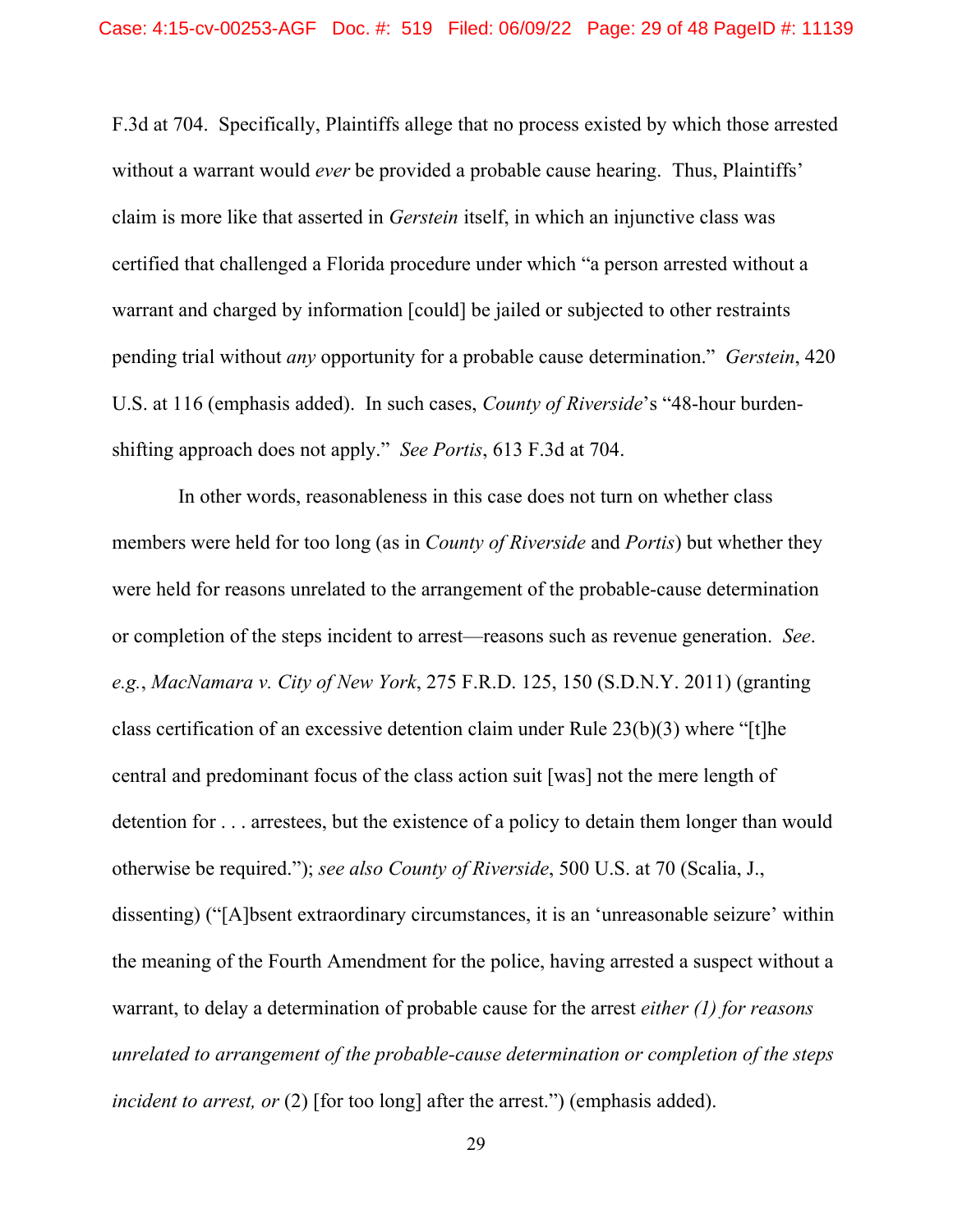F.3d at 704. Specifically, Plaintiffs allege that no process existed by which those arrested without a warrant would *ever* be provided a probable cause hearing. Thus, Plaintiffs' claim is more like that asserted in *Gerstein* itself, in which an injunctive class was certified that challenged a Florida procedure under which "a person arrested without a warrant and charged by information [could] be jailed or subjected to other restraints pending trial without *any* opportunity for a probable cause determination." *Gerstein*, 420 U.S. at 116 (emphasis added). In such cases, *County of Riverside*'s "48-hour burden-shifting approach does not apply." *See Portis*, 613 F.3d at 704.

In other words, reasonableness in this case does not turn on whether class members were held for too long (as in *County of Riverside* and *Portis*) but whether they were held for reasons unrelated to the arrangement of the probable-cause determination or completion of the steps incident to arrest—reasons such as revenue generation. *See. e.g.*, *MacNamara v. City of New York*, 275 F.R.D. 125, 150 (S.D.N.Y. 2011) (granting class certification of an excessive detention claim under Rule 23(b)(3) where "[t]he central and predominant focus of the class action suit [was] not the mere length of detention for . . . arrestees, but the existence of a policy to detain them longer than would otherwise be required."); *see also County of Riverside*, 500 U.S. at 70 (Scalia, J., dissenting) ("[A]bsent extraordinary circumstances, it is an 'unreasonable seizure' within the meaning of the Fourth Amendment for the police, having arrested a suspect without a warrant, to delay a determination of probable cause for the arrest *either (1) for reasons unrelated to arrangement of the probable-cause determination or completion of the steps incident to arrest, or* (2) [for too long] after the arrest.") (emphasis added).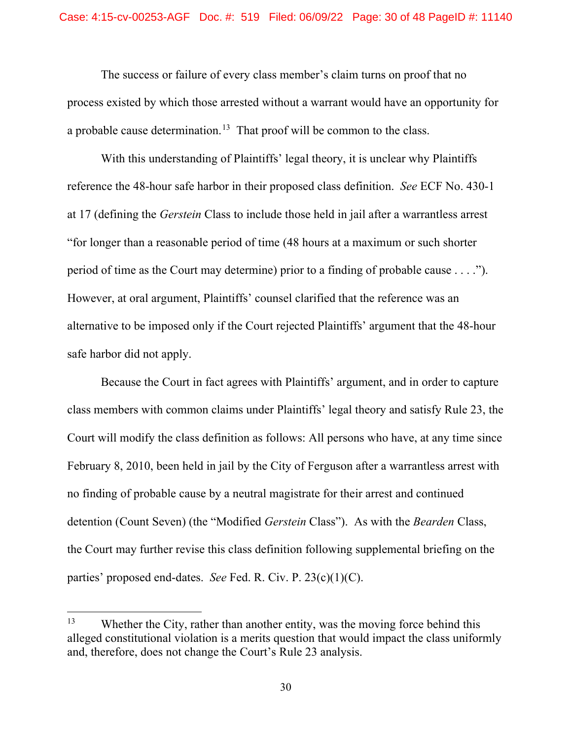The success or failure of every class member's claim turns on proof that no process existed by which those arrested without a warrant would have an opportunity for a probable cause determination.[13] That proof will be common to the class.

With this understanding of Plaintiffs' legal theory, it is unclear why Plaintiffs reference the 48-hour safe harbor in their proposed class definition. *See* ECF No. 430-1 at 17 (defining the *Gerstein* Class to include those held in jail after a warrantless arrest "for longer than a reasonable period of time (48 hours at a maximum or such shorter period of time as the Court may determine) prior to a finding of probable cause . . . ."). However, at oral argument, Plaintiffs' counsel clarified that the reference was an alternative to be imposed only if the Court rejected Plaintiffs' argument that the 48-hour safe harbor did not apply.

Because the Court in fact agrees with Plaintiffs' argument, and in order to capture class members with common claims under Plaintiffs' legal theory and satisfy Rule 23, the Court will modify the class definition as follows: All persons who have, at any time since February 8, 2010, been held in jail by the City of Ferguson after a warrantless arrest with no finding of probable cause by a neutral magistrate for their arrest and continued detention (Count Seven) (the "Modified *Gerstein* Class"). As with the *Bearden* Class, the Court may further revise this class definition following supplemental briefing on the parties' proposed end-dates. *See* Fed. R. Civ. P. 23(c)(1)(C).

---

[13] Whether the City, rather than another entity, was the moving force behind this alleged constitutional violation is a merits question that would impact the class uniformly and, therefore, does not change the Court's Rule 23 analysis.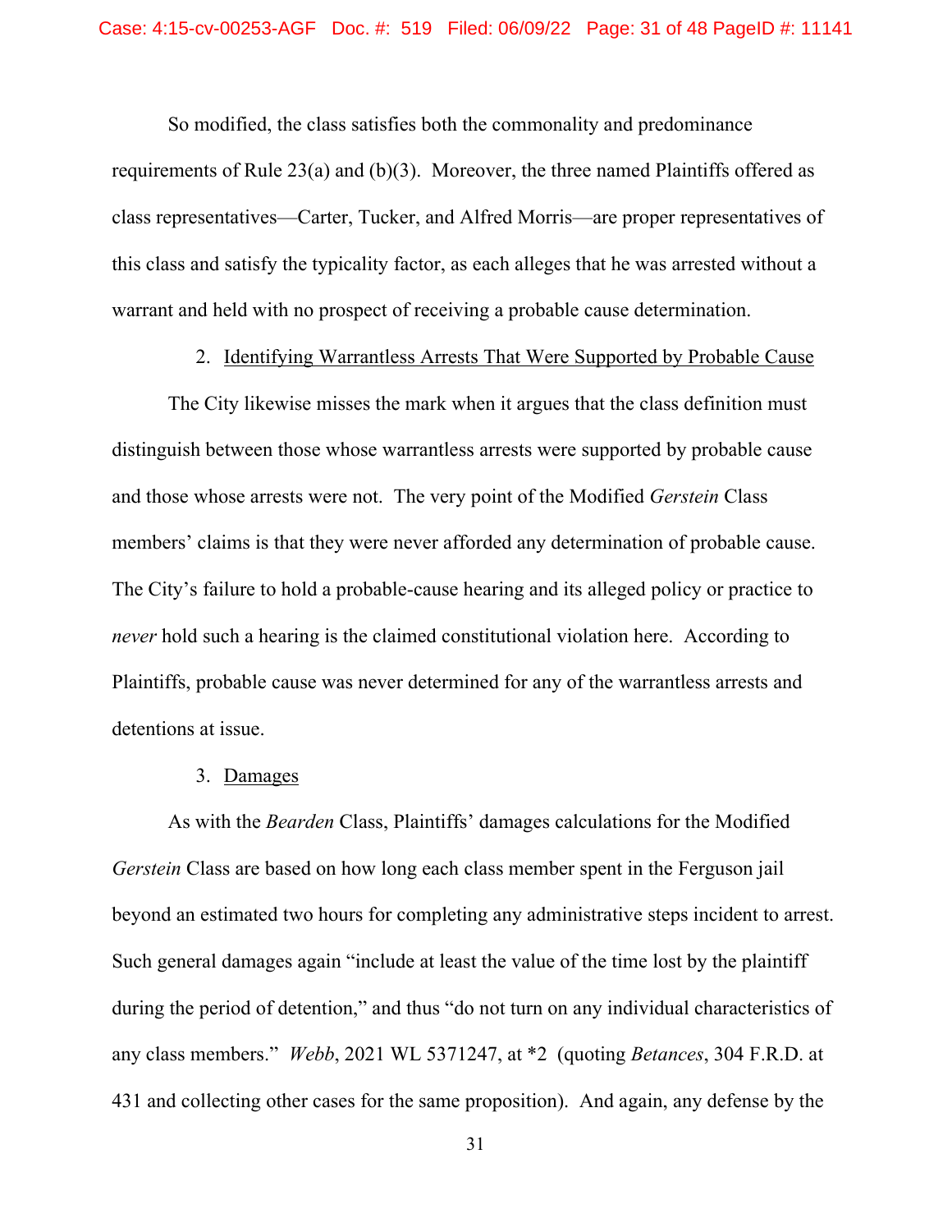So modified, the class satisfies both the commonality and predominance requirements of Rule 23(a) and (b)(3). Moreover, the three named Plaintiffs offered as class representatives—Carter, Tucker, and Alfred Morris—are proper representatives of this class and satisfy the typicality factor, as each alleges that he was arrested without a warrant and held with no prospect of receiving a probable cause determination.

2. Identifying Warrantless Arrests That Were Supported by Probable Cause

The City likewise misses the mark when it argues that the class definition must distinguish between those whose warrantless arrests were supported by probable cause and those whose arrests were not. The very point of the Modified *Gerstein* Class members' claims is that they were never afforded any determination of probable cause. The City's failure to hold a probable-cause hearing and its alleged policy or practice to *never* hold such a hearing is the claimed constitutional violation here. According to Plaintiffs, probable cause was never determined for any of the warrantless arrests and detentions at issue.

3. Damages

As with the *Bearden* Class, Plaintiffs' damages calculations for the Modified *Gerstein* Class are based on how long each class member spent in the Ferguson jail beyond an estimated two hours for completing any administrative steps incident to arrest. Such general damages again "include at least the value of the time lost by the plaintiff during the period of detention," and thus "do not turn on any individual characteristics of any class members." *Webb*, 2021 WL 5371247, at *2 (quoting *Betances*, 304 F.R.D. at 431 and collecting other cases for the same proposition). And again, any defense by the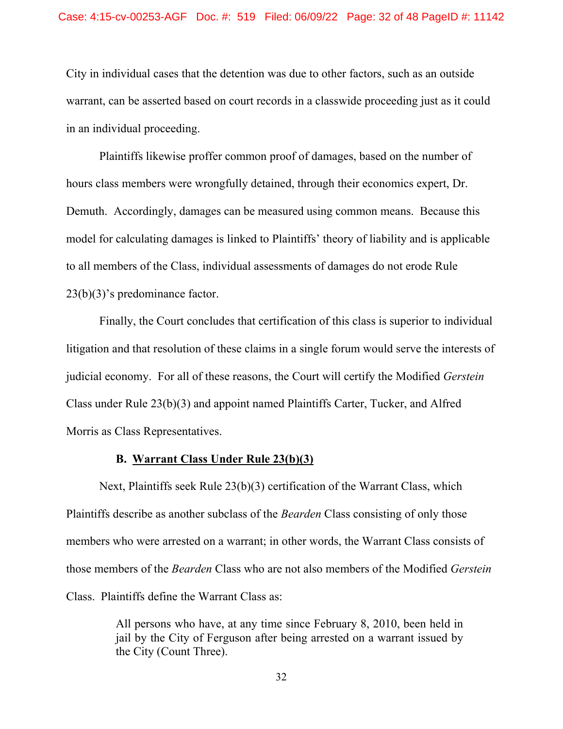City in individual cases that the detention was due to other factors, such as an outside warrant, can be asserted based on court records in a classwide proceeding just as it could in an individual proceeding.

Plaintiffs likewise proffer common proof of damages, based on the number of hours class members were wrongfully detained, through their economics expert, Dr. Demuth. Accordingly, damages can be measured using common means. Because this model for calculating damages is linked to Plaintiffs' theory of liability and is applicable to all members of the Class, individual assessments of damages do not erode Rule 23(b)(3)'s predominance factor.

Finally, the Court concludes that certification of this class is superior to individual litigation and that resolution of these claims in a single forum would serve the interests of judicial economy. For all of these reasons, the Court will certify the Modified *Gerstein* Class under Rule 23(b)(3) and appoint named Plaintiffs Carter, Tucker, and Alfred Morris as Class Representatives.

### B. Warrant Class Under Rule 23(b)(3)

Next, Plaintiffs seek Rule 23(b)(3) certification of the Warrant Class, which Plaintiffs describe as another subclass of the *Bearden* Class consisting of only those members who were arrested on a warrant; in other words, the Warrant Class consists of those members of the *Bearden* Class who are not also members of the Modified *Gerstein* Class. Plaintiffs define the Warrant Class as:

> All persons who have, at any time since February 8, 2010, been held in jail by the City of Ferguson after being arrested on a warrant issued by the City (Count Three).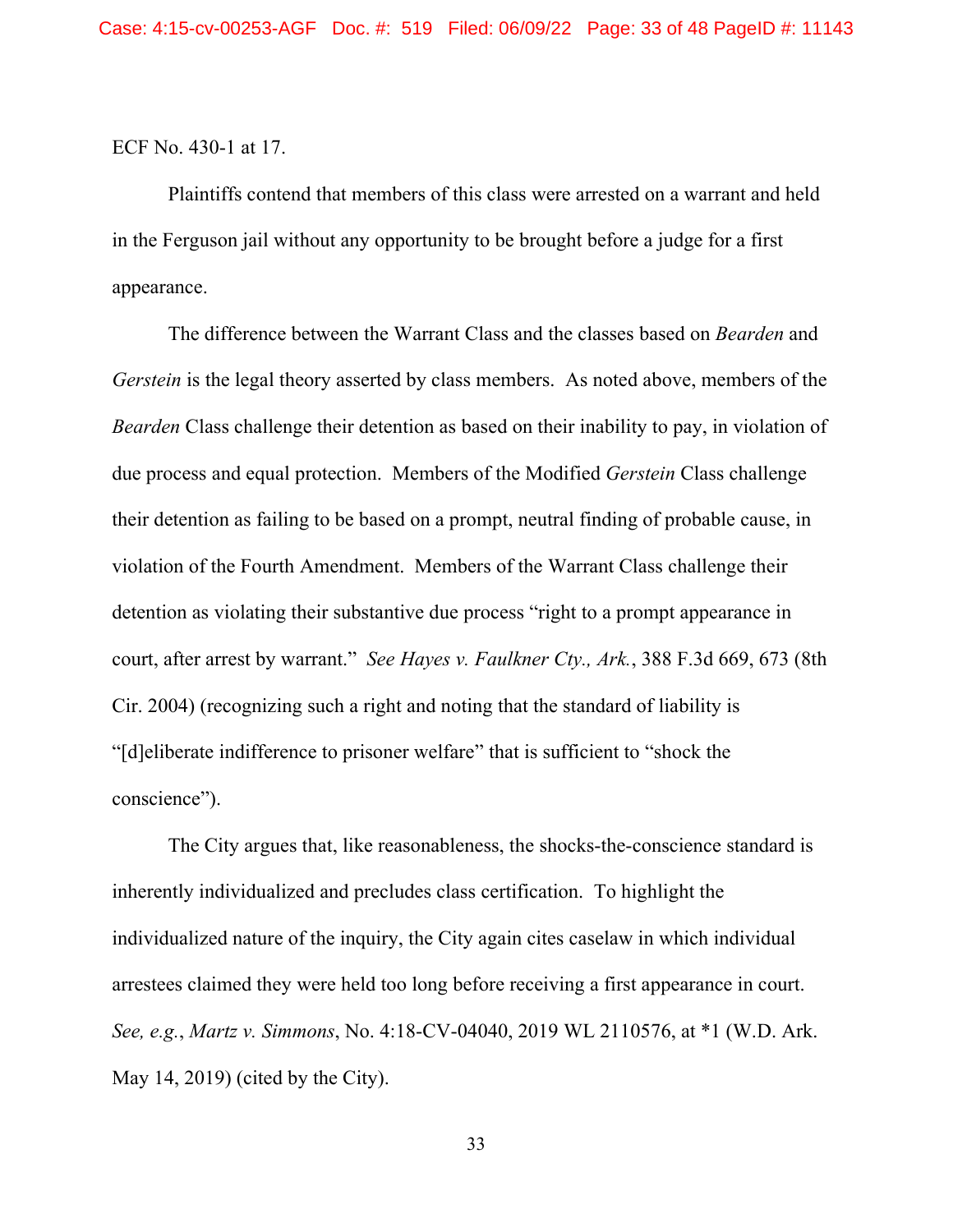ECF No. 430-1 at 17.

Plaintiffs contend that members of this class were arrested on a warrant and held in the Ferguson jail without any opportunity to be brought before a judge for a first appearance.

The difference between the Warrant Class and the classes based on *Bearden* and *Gerstein* is the legal theory asserted by class members. As noted above, members of the *Bearden* Class challenge their detention as based on their inability to pay, in violation of due process and equal protection. Members of the Modified *Gerstein* Class challenge their detention as failing to be based on a prompt, neutral finding of probable cause, in violation of the Fourth Amendment. Members of the Warrant Class challenge their detention as violating their substantive due process "right to a prompt appearance in court, after arrest by warrant." *See Hayes v. Faulkner Cty., Ark.*, 388 F.3d 669, 673 (8th Cir. 2004) (recognizing such a right and noting that the standard of liability is "[d]eliberate indifference to prisoner welfare" that is sufficient to "shock the conscience").

The City argues that, like reasonableness, the shocks-the-conscience standard is inherently individualized and precludes class certification. To highlight the individualized nature of the inquiry, the City again cites caselaw in which individual arrestees claimed they were held too long before receiving a first appearance in court. *See, e.g.*, *Martz v. Simmons*, No. 4:18-CV-04040, 2019 WL 2110576, at *1 (W.D. Ark. May 14, 2019) (cited by the City).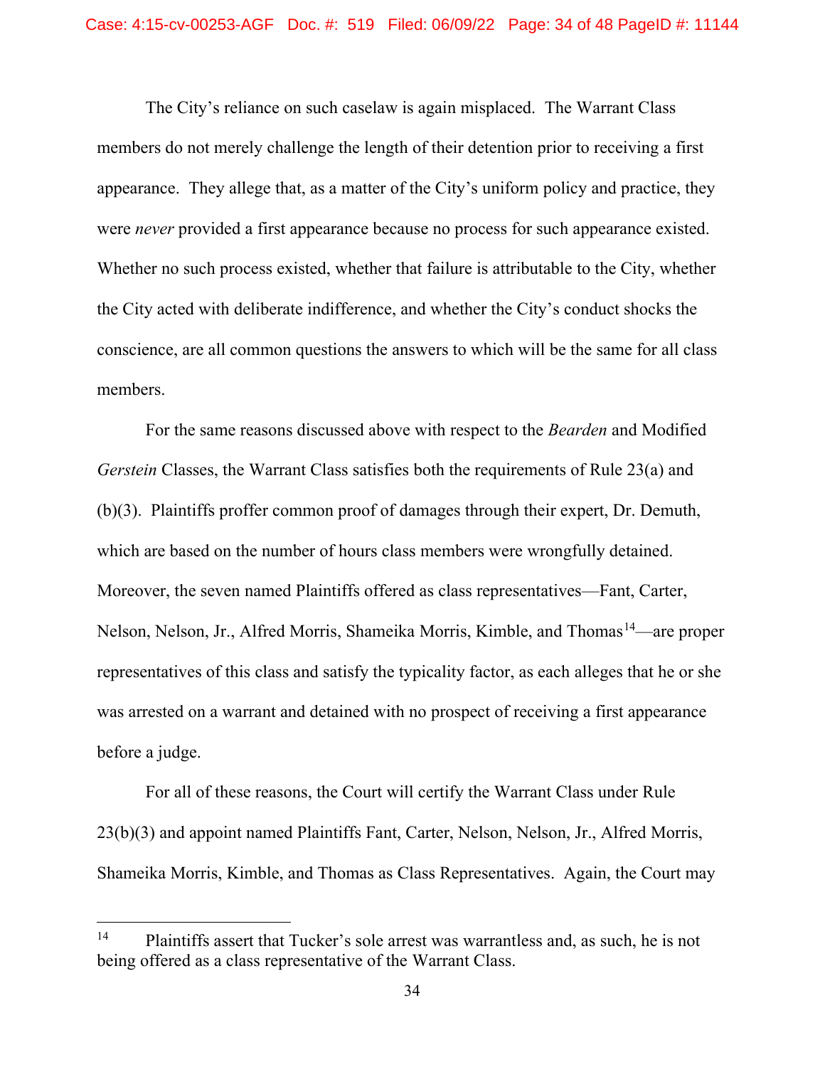The City's reliance on such caselaw is again misplaced. The Warrant Class members do not merely challenge the length of their detention prior to receiving a first appearance. They allege that, as a matter of the City's uniform policy and practice, they were *never* provided a first appearance because no process for such appearance existed. Whether no such process existed, whether that failure is attributable to the City, whether the City acted with deliberate indifference, and whether the City's conduct shocks the conscience, are all common questions the answers to which will be the same for all class members.

For the same reasons discussed above with respect to the *Bearden* and Modified *Gerstein* Classes, the Warrant Class satisfies both the requirements of Rule 23(a) and (b)(3). Plaintiffs proffer common proof of damages through their expert, Dr. Demuth, which are based on the number of hours class members were wrongfully detained. Moreover, the seven named Plaintiffs offered as class representatives—Fant, Carter, Nelson, Nelson, Jr., Alfred Morris, Shameika Morris, Kimble, and Thomas[14]—are proper representatives of this class and satisfy the typicality factor, as each alleges that he or she was arrested on a warrant and detained with no prospect of receiving a first appearance before a judge.

For all of these reasons, the Court will certify the Warrant Class under Rule 23(b)(3) and appoint named Plaintiffs Fant, Carter, Nelson, Nelson, Jr., Alfred Morris, Shameika Morris, Kimble, and Thomas as Class Representatives. Again, the Court may

---

[14] Plaintiffs assert that Tucker's sole arrest was warrantless and, as such, he is not being offered as a class representative of the Warrant Class.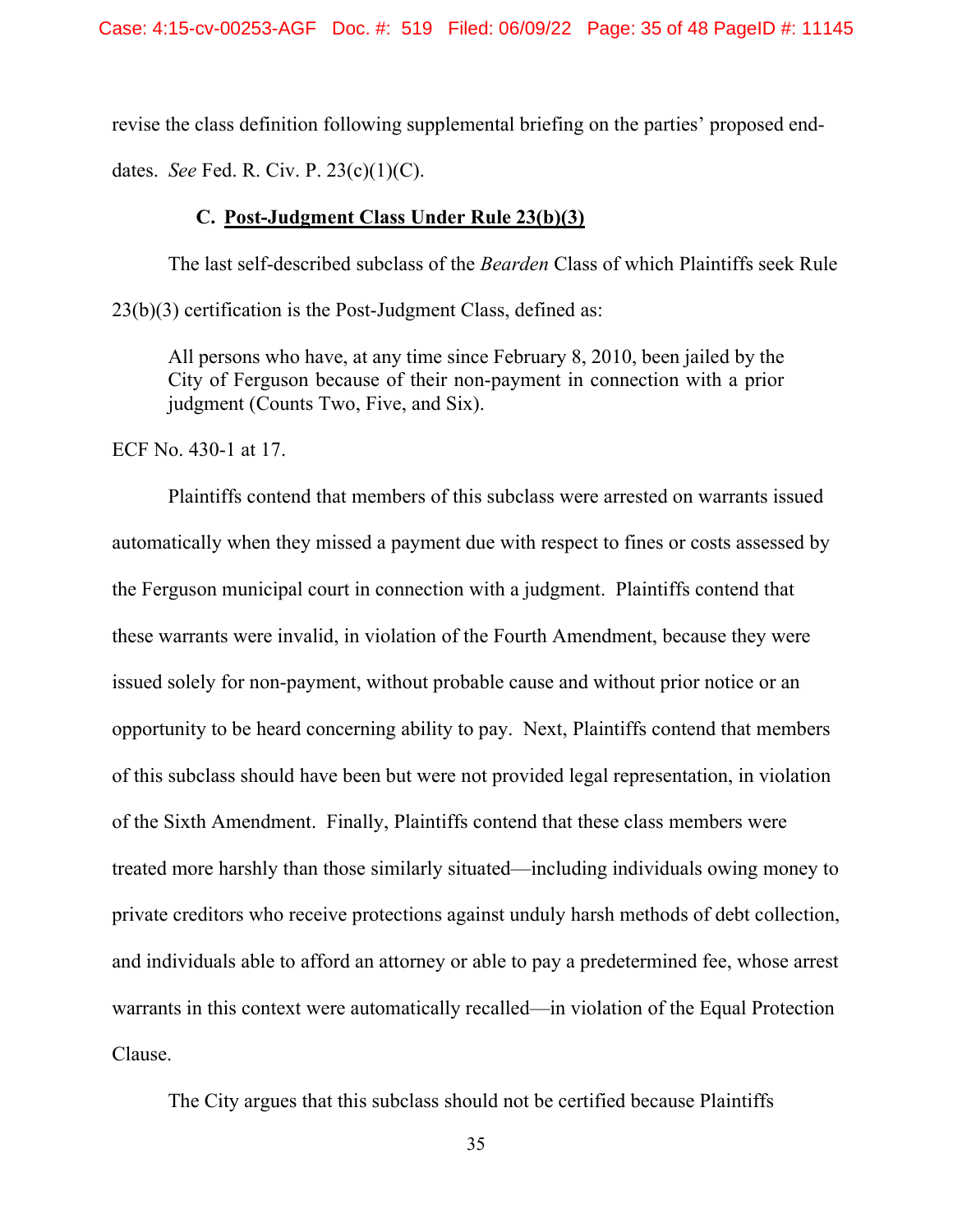revise the class definition following supplemental briefing on the parties' proposed end-dates. *See* Fed. R. Civ. P. 23(c)(1)(C).

### C. Post-Judgment Class Under Rule 23(b)(3)

The last self-described subclass of the *Bearden* Class of which Plaintiffs seek Rule 23(b)(3) certification is the Post-Judgment Class, defined as:

> All persons who have, at any time since February 8, 2010, been jailed by the City of Ferguson because of their non-payment in connection with a prior judgment (Counts Two, Five, and Six).

ECF No. 430-1 at 17.

Plaintiffs contend that members of this subclass were arrested on warrants issued automatically when they missed a payment due with respect to fines or costs assessed by the Ferguson municipal court in connection with a judgment. Plaintiffs contend that these warrants were invalid, in violation of the Fourth Amendment, because they were issued solely for non-payment, without probable cause and without prior notice or an opportunity to be heard concerning ability to pay. Next, Plaintiffs contend that members of this subclass should have been but were not provided legal representation, in violation of the Sixth Amendment. Finally, Plaintiffs contend that these class members were treated more harshly than those similarly situated—including individuals owing money to private creditors who receive protections against unduly harsh methods of debt collection, and individuals able to afford an attorney or able to pay a predetermined fee, whose arrest warrants in this context were automatically recalled—in violation of the Equal Protection Clause.

The City argues that this subclass should not be certified because Plaintiffs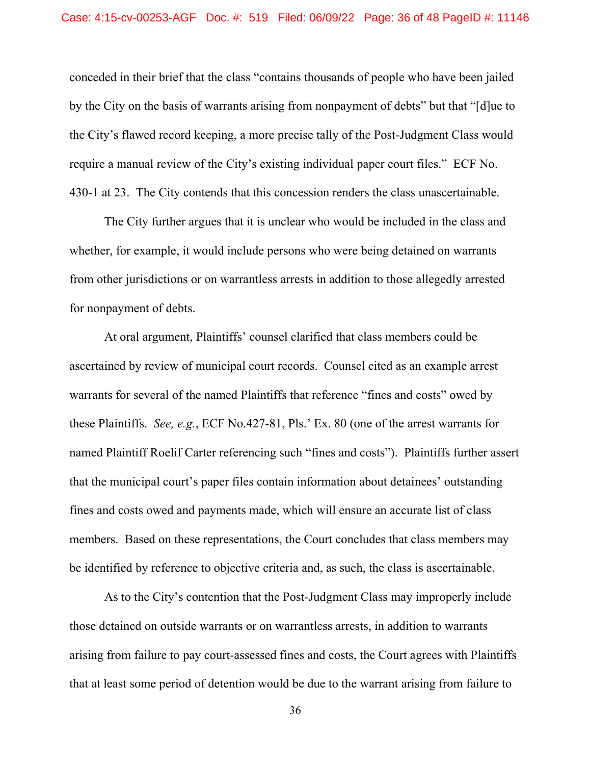conceded in their brief that the class "contains thousands of people who have been jailed by the City on the basis of warrants arising from nonpayment of debts" but that "[d]ue to the City's flawed record keeping, a more precise tally of the Post-Judgment Class would require a manual review of the City's existing individual paper court files." ECF No. 430-1 at 23. The City contends that this concession renders the class unascertainable.

The City further argues that it is unclear who would be included in the class and whether, for example, it would include persons who were being detained on warrants from other jurisdictions or on warrantless arrests in addition to those allegedly arrested for nonpayment of debts.

At oral argument, Plaintiffs' counsel clarified that class members could be ascertained by review of municipal court records. Counsel cited as an example arrest warrants for several of the named Plaintiffs that reference "fines and costs" owed by these Plaintiffs. *See, e.g.*, ECF No.427-81, Pls.' Ex. 80 (one of the arrest warrants for named Plaintiff Roelif Carter referencing such "fines and costs"). Plaintiffs further assert that the municipal court's paper files contain information about detainees' outstanding fines and costs owed and payments made, which will ensure an accurate list of class members. Based on these representations, the Court concludes that class members may be identified by reference to objective criteria and, as such, the class is ascertainable.

As to the City's contention that the Post-Judgment Class may improperly include those detained on outside warrants or on warrantless arrests, in addition to warrants arising from failure to pay court-assessed fines and costs, the Court agrees with Plaintiffs that at least some period of detention would be due to the warrant arising from failure to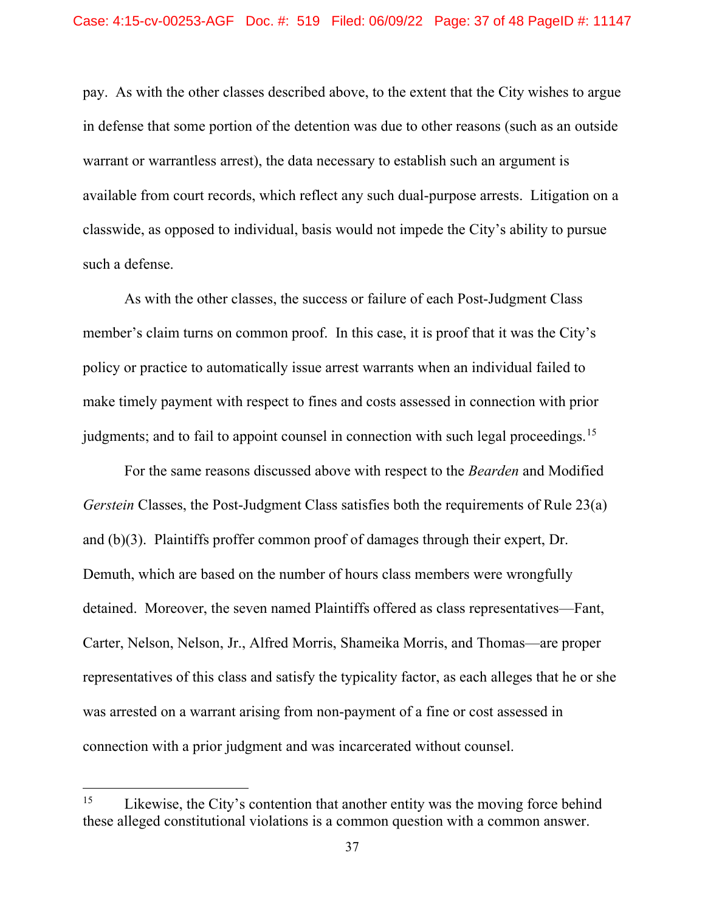pay. As with the other classes described above, to the extent that the City wishes to argue in defense that some portion of the detention was due to other reasons (such as an outside warrant or warrantless arrest), the data necessary to establish such an argument is available from court records, which reflect any such dual-purpose arrests. Litigation on a classwide, as opposed to individual, basis would not impede the City's ability to pursue such a defense.

As with the other classes, the success or failure of each Post-Judgment Class member's claim turns on common proof. In this case, it is proof that it was the City's policy or practice to automatically issue arrest warrants when an individual failed to make timely payment with respect to fines and costs assessed in connection with prior judgments; and to fail to appoint counsel in connection with such legal proceedings.[15]

For the same reasons discussed above with respect to the *Bearden* and Modified *Gerstein* Classes, the Post-Judgment Class satisfies both the requirements of Rule 23(a) and (b)(3). Plaintiffs proffer common proof of damages through their expert, Dr. Demuth, which are based on the number of hours class members were wrongfully detained. Moreover, the seven named Plaintiffs offered as class representatives—Fant, Carter, Nelson, Nelson, Jr., Alfred Morris, Shameika Morris, and Thomas—are proper representatives of this class and satisfy the typicality factor, as each alleges that he or she was arrested on a warrant arising from non-payment of a fine or cost assessed in connection with a prior judgment and was incarcerated without counsel.

---

[15] Likewise, the City's contention that another entity was the moving force behind these alleged constitutional violations is a common question with a common answer.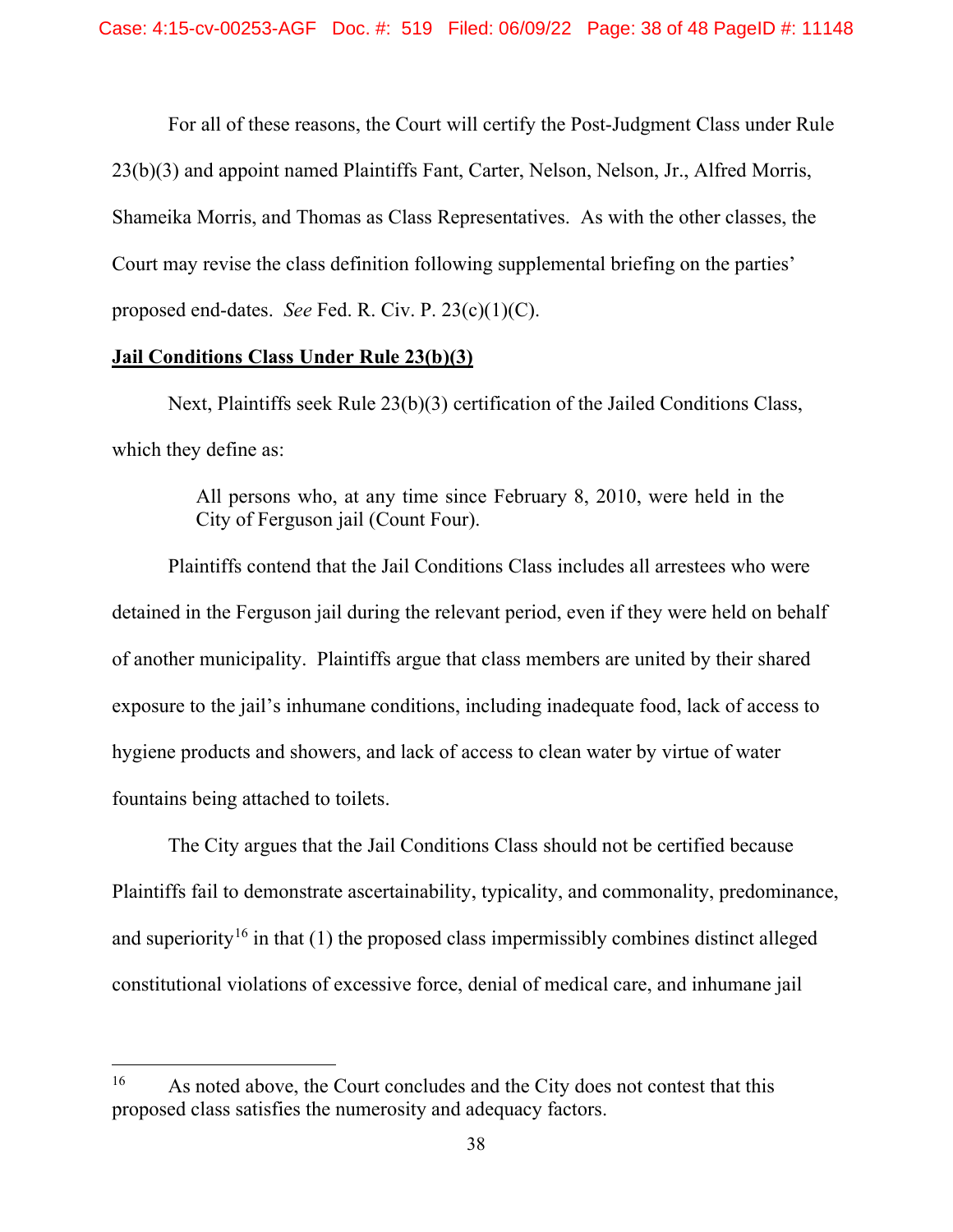For all of these reasons, the Court will certify the Post-Judgment Class under Rule 23(b)(3) and appoint named Plaintiffs Fant, Carter, Nelson, Nelson, Jr., Alfred Morris, Shameika Morris, and Thomas as Class Representatives. As with the other classes, the Court may revise the class definition following supplemental briefing on the parties' proposed end-dates. *See* Fed. R. Civ. P. 23(c)(1)(C).

**Jail Conditions Class Under Rule 23(b)(3)**

Next, Plaintiffs seek Rule 23(b)(3) certification of the Jailed Conditions Class, which they define as:

> All persons who, at any time since February 8, 2010, were held in the City of Ferguson jail (Count Four).

Plaintiffs contend that the Jail Conditions Class includes all arrestees who were detained in the Ferguson jail during the relevant period, even if they were held on behalf of another municipality. Plaintiffs argue that class members are united by their shared exposure to the jail's inhumane conditions, including inadequate food, lack of access to hygiene products and showers, and lack of access to clean water by virtue of water fountains being attached to toilets.

The City argues that the Jail Conditions Class should not be certified because Plaintiffs fail to demonstrate ascertainability, typicality, and commonality, predominance, and superiority[16] in that (1) the proposed class impermissibly combines distinct alleged constitutional violations of excessive force, denial of medical care, and inhumane jail

---

[16] As noted above, the Court concludes and the City does not contest that this proposed class satisfies the numerosity and adequacy factors.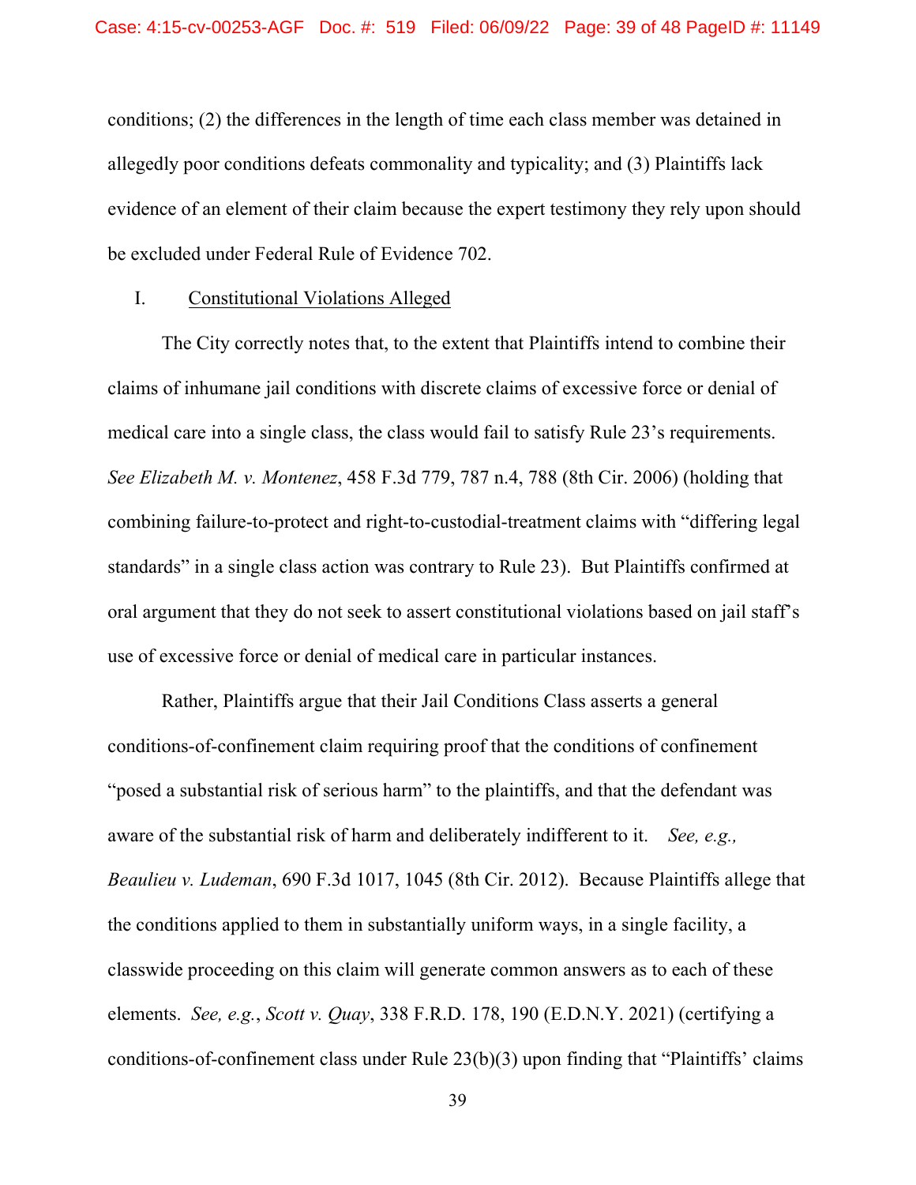conditions; (2) the differences in the length of time each class member was detained in allegedly poor conditions defeats commonality and typicality; and (3) Plaintiffs lack evidence of an element of their claim because the expert testimony they rely upon should be excluded under Federal Rule of Evidence 702.

I. Constitutional Violations Alleged

The City correctly notes that, to the extent that Plaintiffs intend to combine their claims of inhumane jail conditions with discrete claims of excessive force or denial of medical care into a single class, the class would fail to satisfy Rule 23's requirements. *See Elizabeth M. v. Montenez*, 458 F.3d 779, 787 n.4, 788 (8th Cir. 2006) (holding that combining failure-to-protect and right-to-custodial-treatment claims with "differing legal standards" in a single class action was contrary to Rule 23). But Plaintiffs confirmed at oral argument that they do not seek to assert constitutional violations based on jail staff's use of excessive force or denial of medical care in particular instances.

Rather, Plaintiffs argue that their Jail Conditions Class asserts a general conditions-of-confinement claim requiring proof that the conditions of confinement "posed a substantial risk of serious harm" to the plaintiffs, and that the defendant was aware of the substantial risk of harm and deliberately indifferent to it. *See, e.g., Beaulieu v. Ludeman*, 690 F.3d 1017, 1045 (8th Cir. 2012). Because Plaintiffs allege that the conditions applied to them in substantially uniform ways, in a single facility, a classwide proceeding on this claim will generate common answers as to each of these elements. *See, e.g.*, *Scott v. Quay*, 338 F.R.D. 178, 190 (E.D.N.Y. 2021) (certifying a conditions-of-confinement class under Rule 23(b)(3) upon finding that "Plaintiffs' claims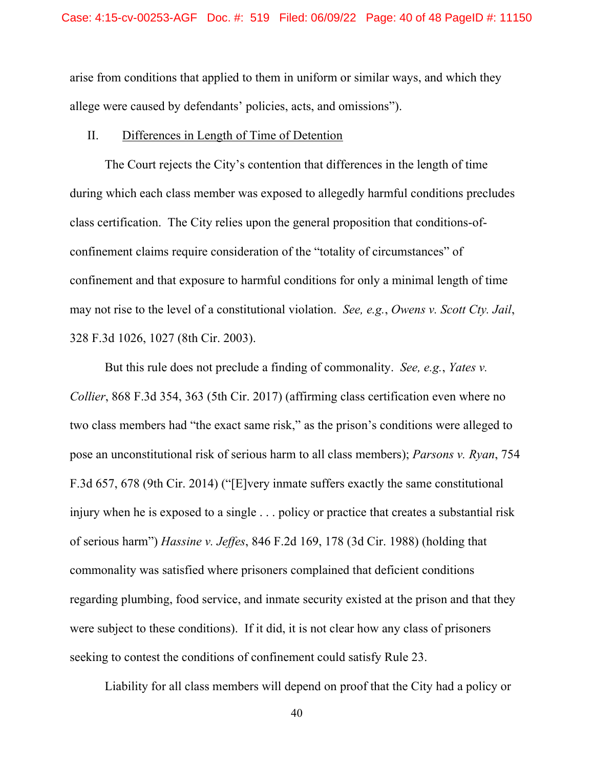arise from conditions that applied to them in uniform or similar ways, and which they allege were caused by defendants' policies, acts, and omissions").

II. Differences in Length of Time of Detention

The Court rejects the City's contention that differences in the length of time during which each class member was exposed to allegedly harmful conditions precludes class certification. The City relies upon the general proposition that conditions-of-confinement claims require consideration of the "totality of circumstances" of confinement and that exposure to harmful conditions for only a minimal length of time may not rise to the level of a constitutional violation. *See, e.g.*, *Owens v. Scott Cty. Jail*, 328 F.3d 1026, 1027 (8th Cir. 2003).

But this rule does not preclude a finding of commonality. *See, e.g.*, *Yates v. Collier*, 868 F.3d 354, 363 (5th Cir. 2017) (affirming class certification even where no two class members had "the exact same risk," as the prison's conditions were alleged to pose an unconstitutional risk of serious harm to all class members); *Parsons v. Ryan*, 754 F.3d 657, 678 (9th Cir. 2014) ("[E]very inmate suffers exactly the same constitutional injury when he is exposed to a single . . . policy or practice that creates a substantial risk of serious harm") *Hassine v. Jeffes*, 846 F.2d 169, 178 (3d Cir. 1988) (holding that commonality was satisfied where prisoners complained that deficient conditions regarding plumbing, food service, and inmate security existed at the prison and that they were subject to these conditions). If it did, it is not clear how any class of prisoners seeking to contest the conditions of confinement could satisfy Rule 23.

Liability for all class members will depend on proof that the City had a policy or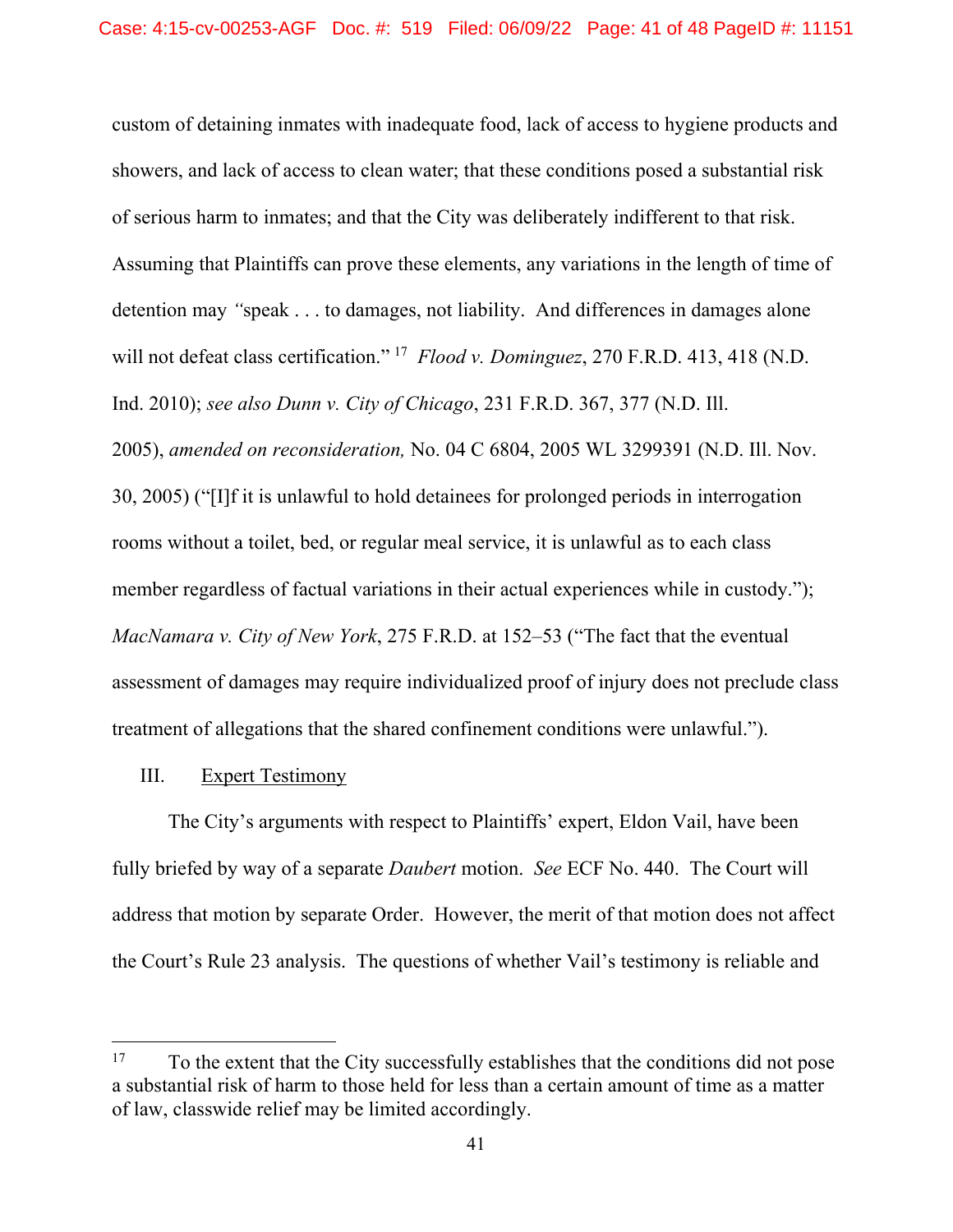custom of detaining inmates with inadequate food, lack of access to hygiene products and showers, and lack of access to clean water; that these conditions posed a substantial risk of serious harm to inmates; and that the City was deliberately indifferent to that risk. Assuming that Plaintiffs can prove these elements, any variations in the length of time of detention may "speak . . . to damages, not liability. And differences in damages alone will not defeat class certification."[17] *Flood v. Dominguez*, 270 F.R.D. 413, 418 (N.D. Ind. 2010); *see also Dunn v. City of Chicago*, 231 F.R.D. 367, 377 (N.D. Ill. 2005), *amended on reconsideration,* No. 04 C 6804, 2005 WL 3299391 (N.D. Ill. Nov. 30, 2005) ("[I]f it is unlawful to hold detainees for prolonged periods in interrogation rooms without a toilet, bed, or regular meal service, it is unlawful as to each class member regardless of factual variations in their actual experiences while in custody."); *MacNamara v. City of New York*, 275 F.R.D. at 152–53 ("The fact that the eventual assessment of damages may require individualized proof of injury does not preclude class treatment of allegations that the shared confinement conditions were unlawful.").

## III. Expert Testimony

The City's arguments with respect to Plaintiffs' expert, Eldon Vail, have been fully briefed by way of a separate *Daubert* motion. *See* ECF No. 440. The Court will address that motion by separate Order. However, the merit of that motion does not affect the Court's Rule 23 analysis. The questions of whether Vail's testimony is reliable and

---

[17] To the extent that the City successfully establishes that the conditions did not pose a substantial risk of harm to those held for less than a certain amount of time as a matter of law, classwide relief may be limited accordingly.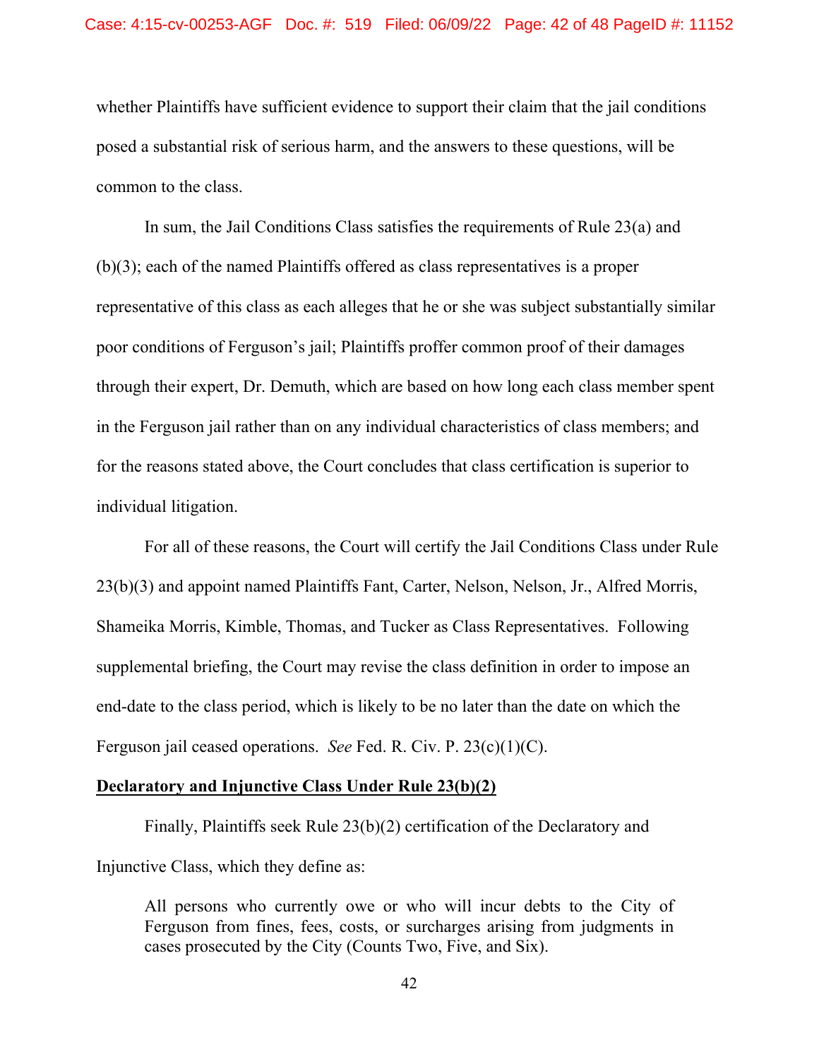whether Plaintiffs have sufficient evidence to support their claim that the jail conditions posed a substantial risk of serious harm, and the answers to these questions, will be common to the class.

In sum, the Jail Conditions Class satisfies the requirements of Rule 23(a) and (b)(3); each of the named Plaintiffs offered as class representatives is a proper representative of this class as each alleges that he or she was subject substantially similar poor conditions of Ferguson's jail; Plaintiffs proffer common proof of their damages through their expert, Dr. Demuth, which are based on how long each class member spent in the Ferguson jail rather than on any individual characteristics of class members; and for the reasons stated above, the Court concludes that class certification is superior to individual litigation.

For all of these reasons, the Court will certify the Jail Conditions Class under Rule 23(b)(3) and appoint named Plaintiffs Fant, Carter, Nelson, Nelson, Jr., Alfred Morris, Shameika Morris, Kimble, Thomas, and Tucker as Class Representatives. Following supplemental briefing, the Court may revise the class definition in order to impose an end-date to the class period, which is likely to be no later than the date on which the Ferguson jail ceased operations. *See* Fed. R. Civ. P. 23(c)(1)(C).

**<u>Declaratory and Injunctive Class Under Rule 23(b)(2)</u>**

Finally, Plaintiffs seek Rule 23(b)(2) certification of the Declaratory and Injunctive Class, which they define as:

> All persons who currently owe or who will incur debts to the City of Ferguson from fines, fees, costs, or surcharges arising from judgments in cases prosecuted by the City (Counts Two, Five, and Six).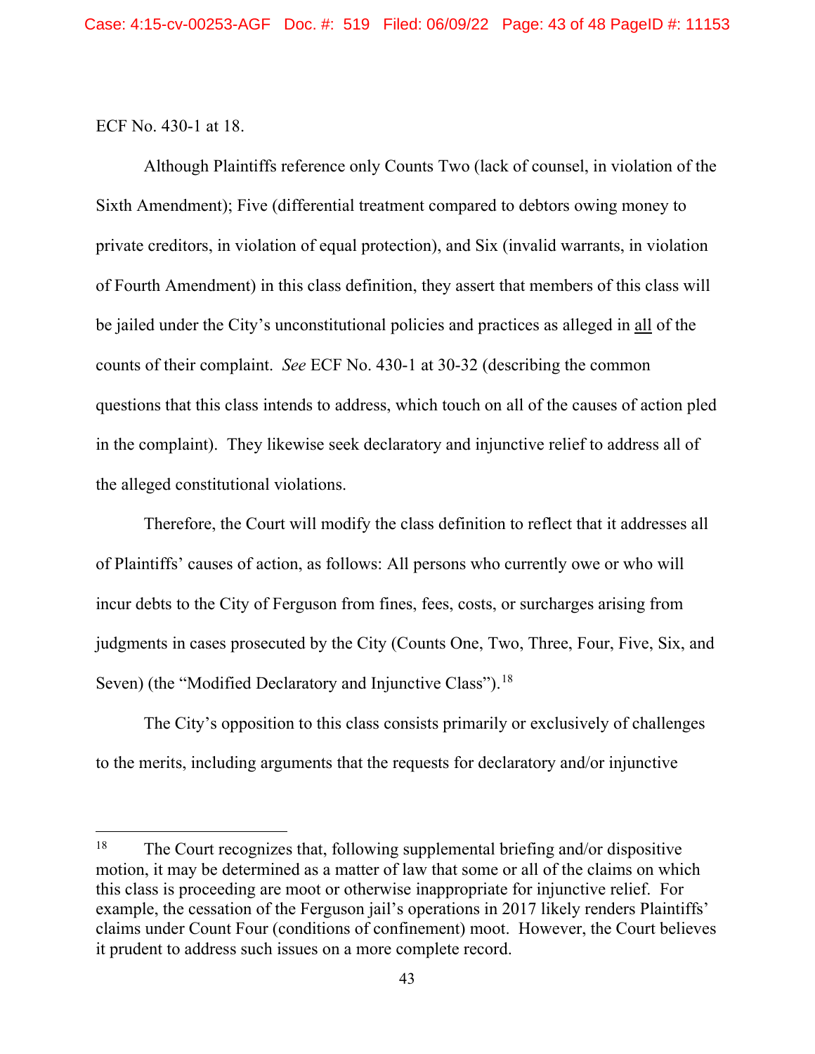ECF No. 430-1 at 18.

Although Plaintiffs reference only Counts Two (lack of counsel, in violation of the Sixth Amendment); Five (differential treatment compared to debtors owing money to private creditors, in violation of equal protection), and Six (invalid warrants, in violation of Fourth Amendment) in this class definition, they assert that members of this class will be jailed under the City's unconstitutional policies and practices as alleged in all of the counts of their complaint. *See* ECF No. 430-1 at 30-32 (describing the common questions that this class intends to address, which touch on all of the causes of action pled in the complaint). They likewise seek declaratory and injunctive relief to address all of the alleged constitutional violations.

Therefore, the Court will modify the class definition to reflect that it addresses all of Plaintiffs' causes of action, as follows: All persons who currently owe or who will incur debts to the City of Ferguson from fines, fees, costs, or surcharges arising from judgments in cases prosecuted by the City (Counts One, Two, Three, Four, Five, Six, and Seven) (the "Modified Declaratory and Injunctive Class").[18]

The City's opposition to this class consists primarily or exclusively of challenges to the merits, including arguments that the requests for declaratory and/or injunctive

---

[18] The Court recognizes that, following supplemental briefing and/or dispositive motion, it may be determined as a matter of law that some or all of the claims on which this class is proceeding are moot or otherwise inappropriate for injunctive relief. For example, the cessation of the Ferguson jail's operations in 2017 likely renders Plaintiffs' claims under Count Four (conditions of confinement) moot. However, the Court believes it prudent to address such issues on a more complete record.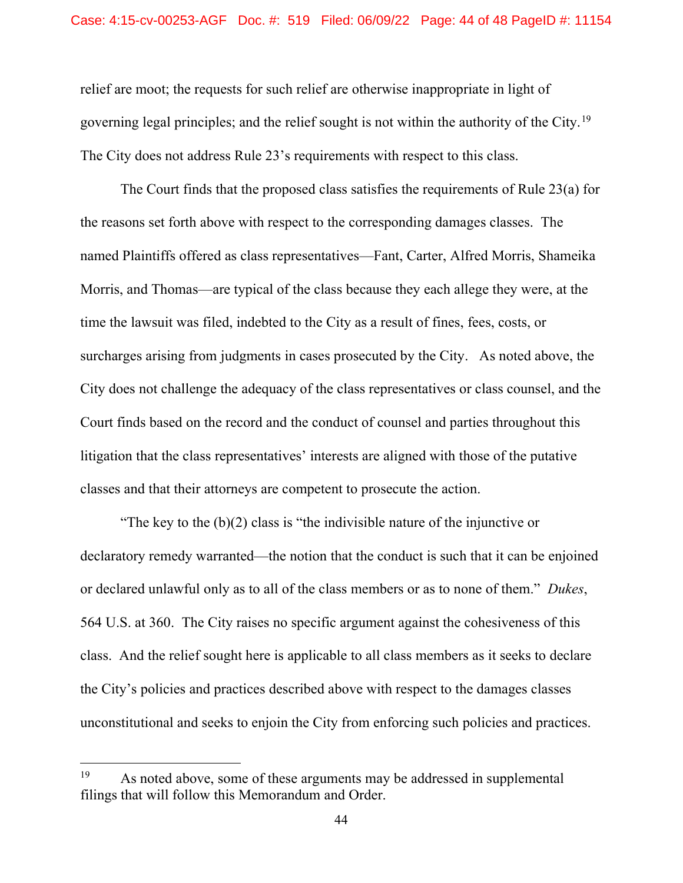relief are moot; the requests for such relief are otherwise inappropriate in light of governing legal principles; and the relief sought is not within the authority of the City.[19] The City does not address Rule 23's requirements with respect to this class.

The Court finds that the proposed class satisfies the requirements of Rule 23(a) for the reasons set forth above with respect to the corresponding damages classes. The named Plaintiffs offered as class representatives—Fant, Carter, Alfred Morris, Shameika Morris, and Thomas—are typical of the class because they each allege they were, at the time the lawsuit was filed, indebted to the City as a result of fines, fees, costs, or surcharges arising from judgments in cases prosecuted by the City. As noted above, the City does not challenge the adequacy of the class representatives or class counsel, and the Court finds based on the record and the conduct of counsel and parties throughout this litigation that the class representatives' interests are aligned with those of the putative classes and that their attorneys are competent to prosecute the action.

"The key to the (b)(2) class is "the indivisible nature of the injunctive or declaratory remedy warranted—the notion that the conduct is such that it can be enjoined or declared unlawful only as to all of the class members or as to none of them." *Dukes*, 564 U.S. at 360. The City raises no specific argument against the cohesiveness of this class. And the relief sought here is applicable to all class members as it seeks to declare the City's policies and practices described above with respect to the damages classes unconstitutional and seeks to enjoin the City from enforcing such policies and practices.

---

[19] As noted above, some of these arguments may be addressed in supplemental filings that will follow this Memorandum and Order.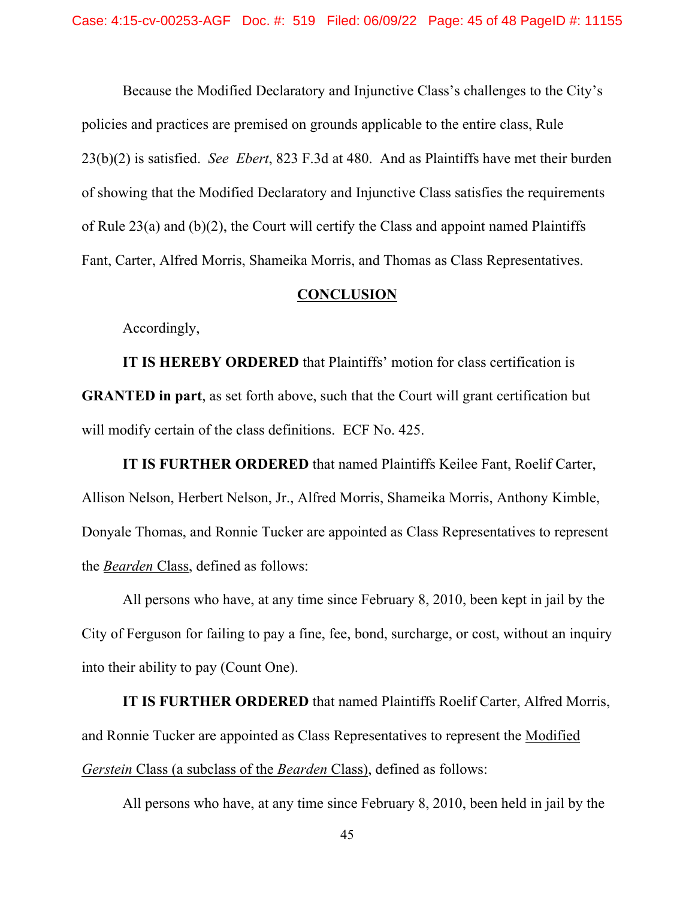Because the Modified Declaratory and Injunctive Class's challenges to the City's policies and practices are premised on grounds applicable to the entire class, Rule 23(b)(2) is satisfied. *See Ebert*, 823 F.3d at 480. And as Plaintiffs have met their burden of showing that the Modified Declaratory and Injunctive Class satisfies the requirements of Rule 23(a) and (b)(2), the Court will certify the Class and appoint named Plaintiffs Fant, Carter, Alfred Morris, Shameika Morris, and Thomas as Class Representatives.

## CONCLUSION

Accordingly,

**IT IS HEREBY ORDERED** that Plaintiffs' motion for class certification is **GRANTED in part**, as set forth above, such that the Court will grant certification but will modify certain of the class definitions. ECF No. 425.

**IT IS FURTHER ORDERED** that named Plaintiffs Keilee Fant, Roelif Carter, Allison Nelson, Herbert Nelson, Jr., Alfred Morris, Shameika Morris, Anthony Kimble, Donyale Thomas, and Ronnie Tucker are appointed as Class Representatives to represent the *Bearden* Class, defined as follows:

All persons who have, at any time since February 8, 2010, been kept in jail by the City of Ferguson for failing to pay a fine, fee, bond, surcharge, or cost, without an inquiry into their ability to pay (Count One).

**IT IS FURTHER ORDERED** that named Plaintiffs Roelif Carter, Alfred Morris, and Ronnie Tucker are appointed as Class Representatives to represent the Modified *Gerstein* Class (a subclass of the *Bearden* Class), defined as follows:

All persons who have, at any time since February 8, 2010, been held in jail by the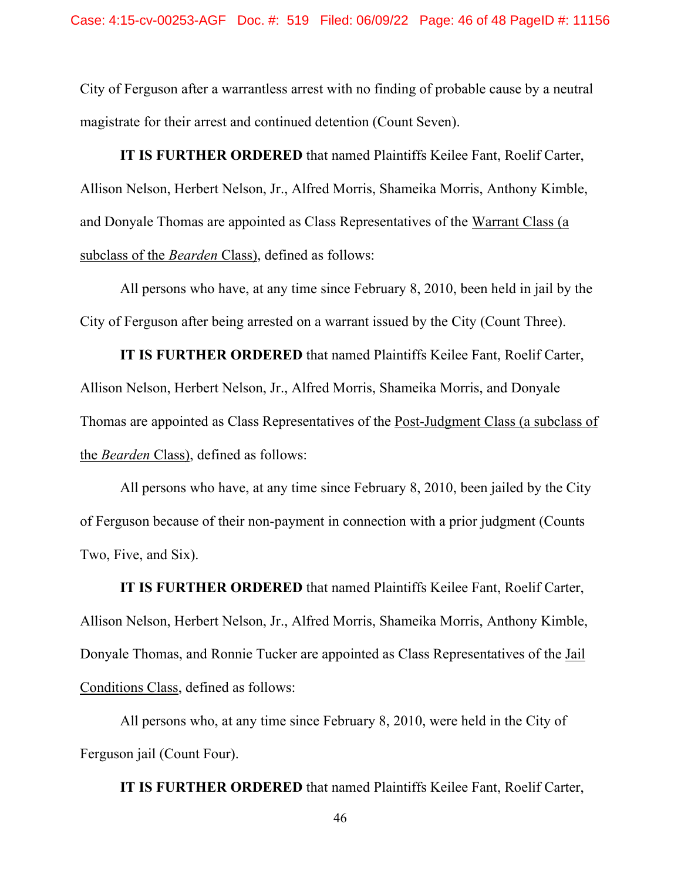City of Ferguson after a warrantless arrest with no finding of probable cause by a neutral magistrate for their arrest and continued detention (Count Seven).

**IT IS FURTHER ORDERED** that named Plaintiffs Keilee Fant, Roelif Carter, Allison Nelson, Herbert Nelson, Jr., Alfred Morris, Shameika Morris, Anthony Kimble, and Donyale Thomas are appointed as Class Representatives of the Warrant Class (a subclass of the *Bearden* Class), defined as follows:

All persons who have, at any time since February 8, 2010, been held in jail by the City of Ferguson after being arrested on a warrant issued by the City (Count Three).

**IT IS FURTHER ORDERED** that named Plaintiffs Keilee Fant, Roelif Carter, Allison Nelson, Herbert Nelson, Jr., Alfred Morris, Shameika Morris, and Donyale Thomas are appointed as Class Representatives of the Post-Judgment Class (a subclass of the *Bearden* Class), defined as follows:

All persons who have, at any time since February 8, 2010, been jailed by the City of Ferguson because of their non-payment in connection with a prior judgment (Counts Two, Five, and Six).

**IT IS FURTHER ORDERED** that named Plaintiffs Keilee Fant, Roelif Carter, Allison Nelson, Herbert Nelson, Jr., Alfred Morris, Shameika Morris, Anthony Kimble, Donyale Thomas, and Ronnie Tucker are appointed as Class Representatives of the Jail Conditions Class, defined as follows:

All persons who, at any time since February 8, 2010, were held in the City of Ferguson jail (Count Four).

**IT IS FURTHER ORDERED** that named Plaintiffs Keilee Fant, Roelif Carter,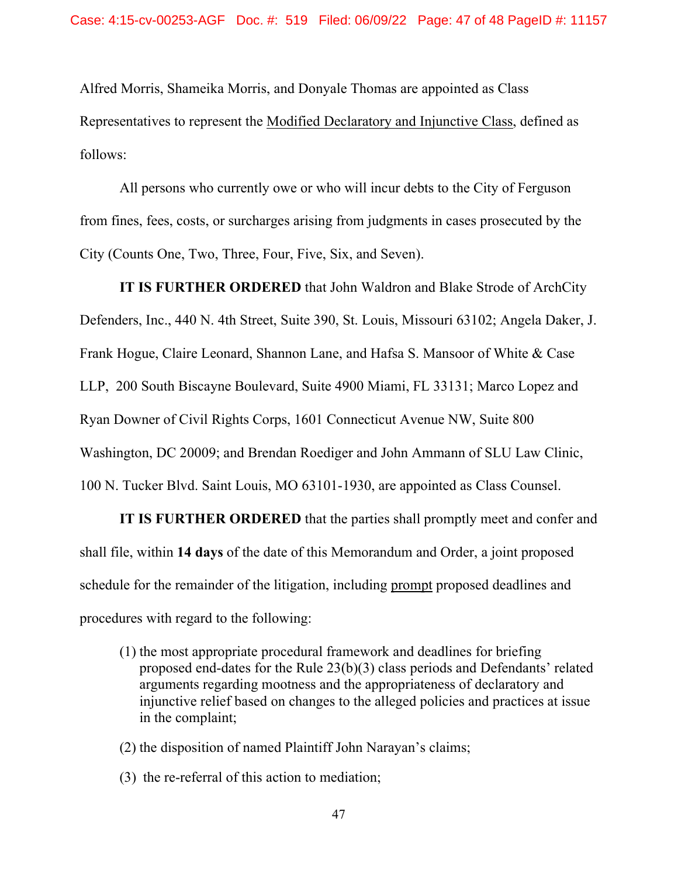Alfred Morris, Shameika Morris, and Donyale Thomas are appointed as Class Representatives to represent the <u>Modified Declaratory and Injunctive Class</u>, defined as follows:

All persons who currently owe or who will incur debts to the City of Ferguson from fines, fees, costs, or surcharges arising from judgments in cases prosecuted by the City (Counts One, Two, Three, Four, Five, Six, and Seven).

**IT IS FURTHER ORDERED** that John Waldron and Blake Strode of ArchCity Defenders, Inc., 440 N. 4th Street, Suite 390, St. Louis, Missouri 63102; Angela Daker, J. Frank Hogue, Claire Leonard, Shannon Lane, and Hafsa S. Mansoor of White & Case LLP, 200 South Biscayne Boulevard, Suite 4900 Miami, FL 33131; Marco Lopez and Ryan Downer of Civil Rights Corps, 1601 Connecticut Avenue NW, Suite 800 Washington, DC 20009; and Brendan Roediger and John Ammann of SLU Law Clinic, 100 N. Tucker Blvd. Saint Louis, MO 63101-1930, are appointed as Class Counsel.

**IT IS FURTHER ORDERED** that the parties shall promptly meet and confer and shall file, within **14 days** of the date of this Memorandum and Order, a joint proposed schedule for the remainder of the litigation, including <u>prompt</u> proposed deadlines and procedures with regard to the following:

(1) the most appropriate procedural framework and deadlines for briefing proposed end-dates for the Rule 23(b)(3) class periods and Defendants' related arguments regarding mootness and the appropriateness of declaratory and injunctive relief based on changes to the alleged policies and practices at issue in the complaint;

(2) the disposition of named Plaintiff John Narayan's claims;

(3) the re-referral of this action to mediation;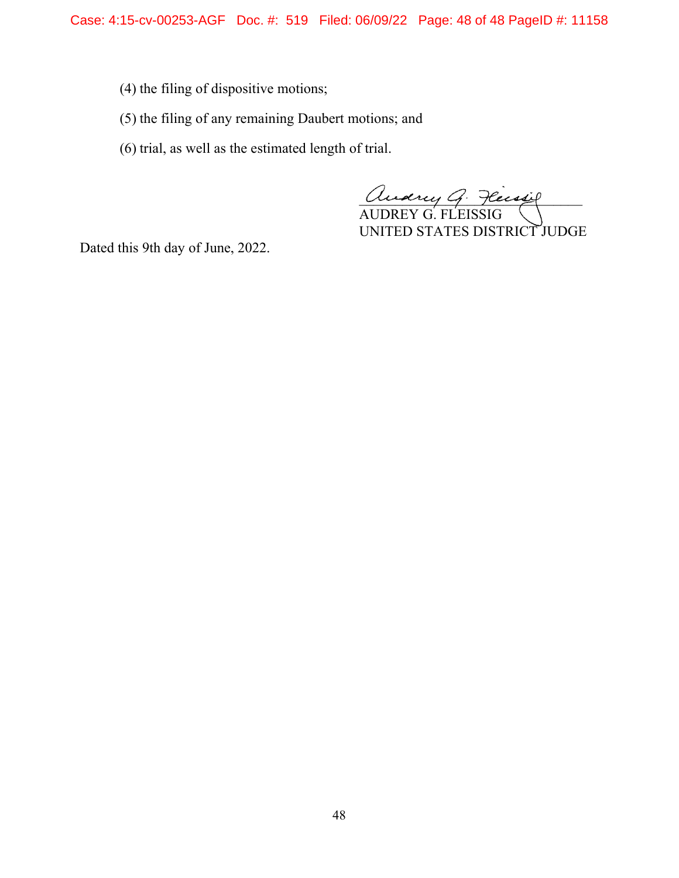(4) the filing of dispositive motions;

(5) the filing of any remaining Daubert motions; and

(6) trial, as well as the estimated length of trial.

AUDREY G. FLEISSIG
UNITED STATES DISTRICT JUDGE

Dated this 9th day of June, 2022.